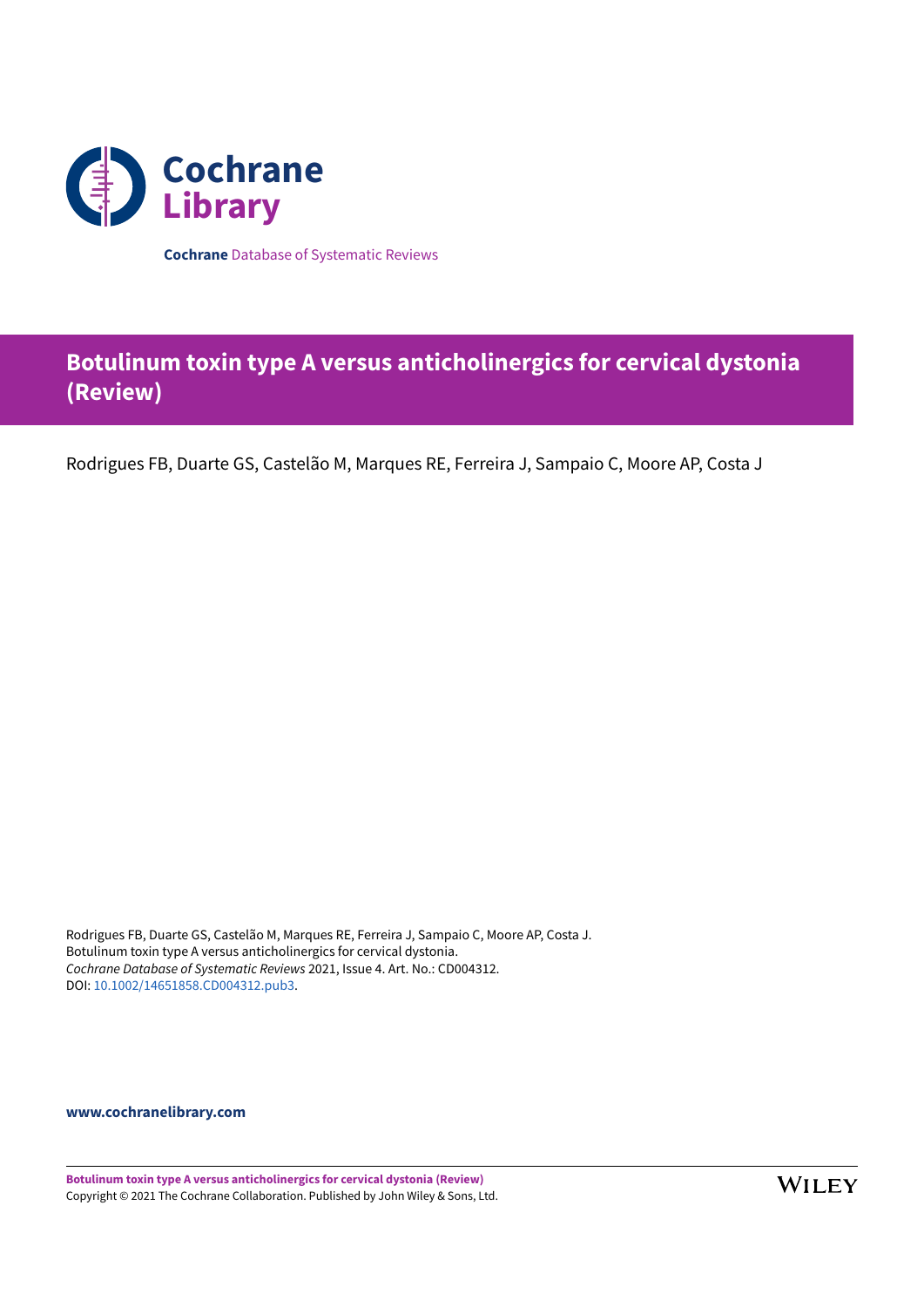**Cochrane** Database of Systematic Reviews

# Botulinum toxin type A versus anticholinergics for cervical dystonia (Review)

Rodrigues FB, Duarte GS, Castelão M, Marques RE, Ferreira J, Sampaio C, Moore AP, Costa J

Rodrigues FB, Duarte GS, Castelão M, Marques RE, Ferreira J, Sampaio C, Moore AP, Costa J.
Botulinum toxin type A versus anticholinergics for cervical dystonia.
*Cochrane Database of Systematic Reviews* 2021, Issue 4. Art. No.: CD004312.
DOI: 10.1002/14651858.CD004312.pub3.

**www.cochranelibrary.com**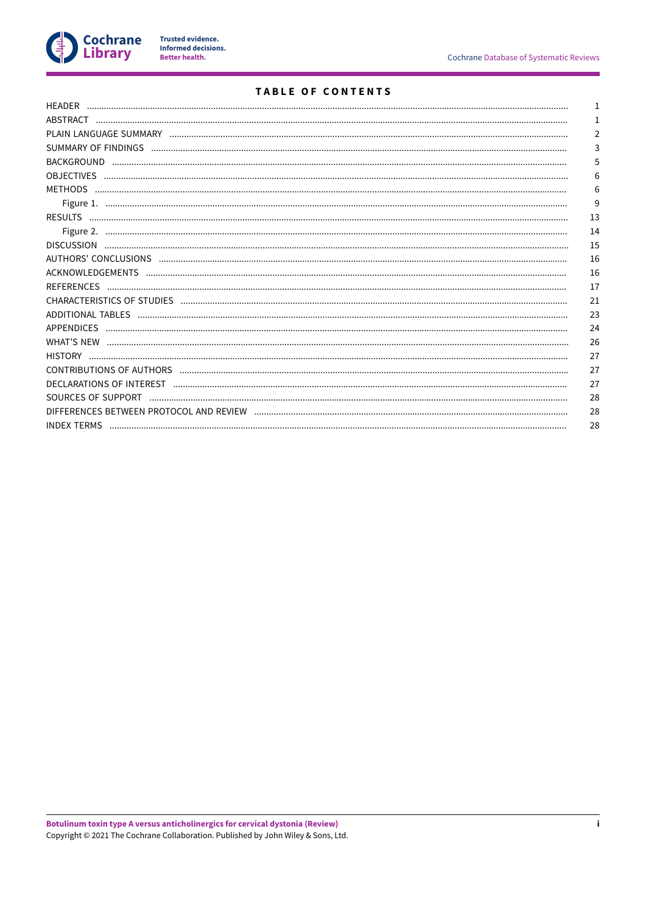# TABLE OF CONTENTS

| | |
|---|---|
| HEADER | 1 |
| ABSTRACT | 1 |
| PLAIN LANGUAGE SUMMARY | 2 |
| SUMMARY OF FINDINGS | 3 |
| BACKGROUND | 5 |
| OBJECTIVES | 6 |
| METHODS | 6 |
| Figure 1. | 9 |
| RESULTS | 13 |
| Figure 2. | 14 |
| DISCUSSION | 15 |
| AUTHORS' CONCLUSIONS | 16 |
| ACKNOWLEDGEMENTS | 16 |
| REFERENCES | 17 |
| CHARACTERISTICS OF STUDIES | 21 |
| ADDITIONAL TABLES | 23 |
| APPENDICES | 24 |
| WHAT'S NEW | 26 |
| HISTORY | 27 |
| CONTRIBUTIONS OF AUTHORS | 27 |
| DECLARATIONS OF INTEREST | 27 |
| SOURCES OF SUPPORT | 28 |
| DIFFERENCES BETWEEN PROTOCOL AND REVIEW | 28 |
| INDEX TERMS | 28 |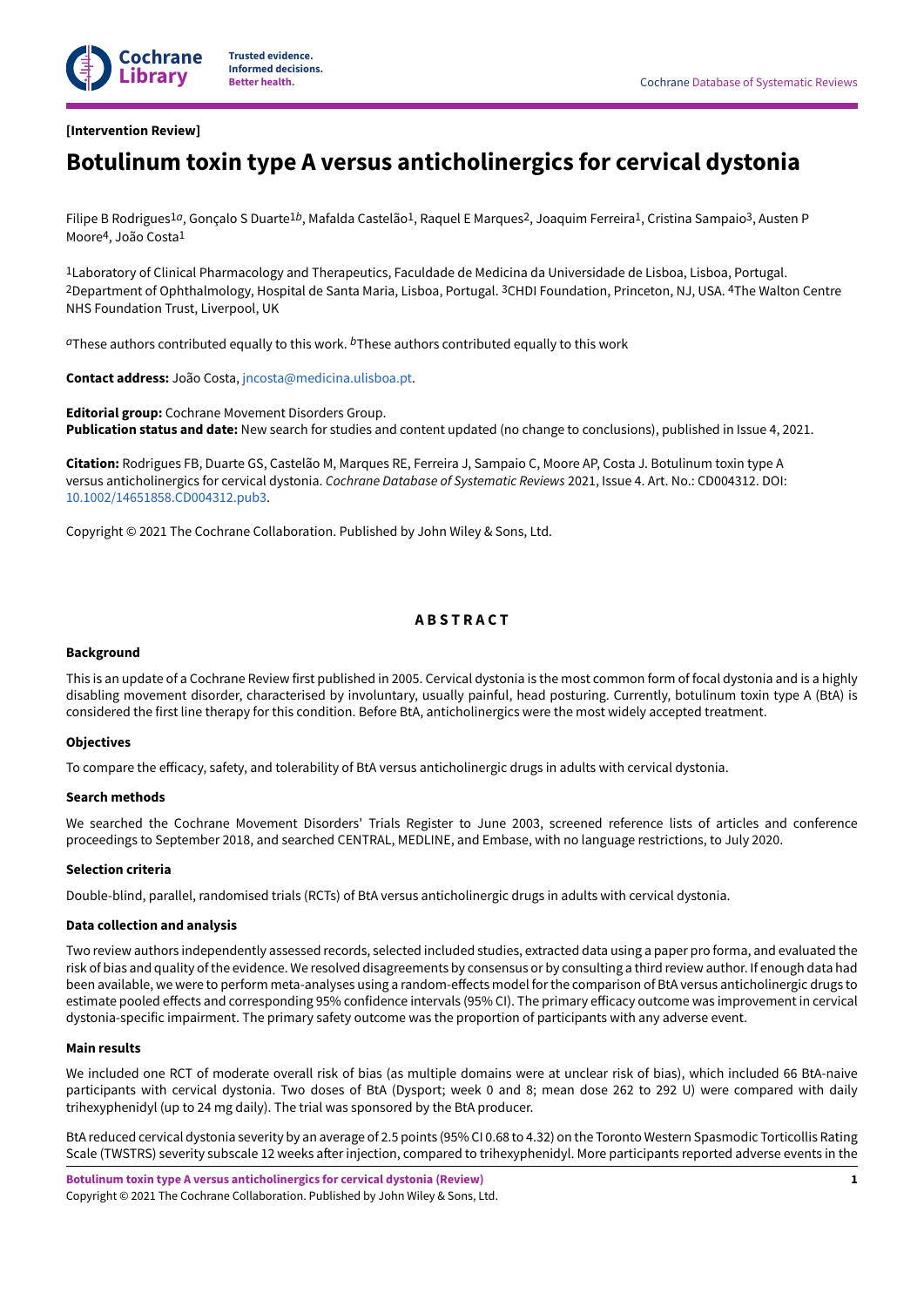[Intervention Review]

# Botulinum toxin type A versus anticholinergics for cervical dystonia

Filipe B Rodrigues[1a], Gonçalo S Duarte[1b], Mafalda Castelão[1], Raquel E Marques[2], Joaquim Ferreira[1], Cristina Sampaio[3], Austen P Moore[4], João Costa[1]

[1]Laboratory of Clinical Pharmacology and Therapeutics, Faculdade de Medicina da Universidade de Lisboa, Lisboa, Portugal. [2]Department of Ophthalmology, Hospital de Santa Maria, Lisboa, Portugal. [3]CHDI Foundation, Princeton, NJ, USA. [4]The Walton Centre NHS Foundation Trust, Liverpool, UK

[a]These authors contributed equally to this work. [b]These authors contributed equally to this work

**Contact address:** João Costa, jncosta@medicina.ulisboa.pt.

**Editorial group:** Cochrane Movement Disorders Group.
**Publication status and date:** New search for studies and content updated (no change to conclusions), published in Issue 4, 2021.

**Citation:** Rodrigues FB, Duarte GS, Castelão M, Marques RE, Ferreira J, Sampaio C, Moore AP, Costa J. Botulinum toxin type A versus anticholinergics for cervical dystonia. *Cochrane Database of Systematic Reviews* 2021, Issue 4. Art. No.: CD004312. DOI: 10.1002/14651858.CD004312.pub3.

Copyright © 2021 The Cochrane Collaboration. Published by John Wiley & Sons, Ltd.

## ABSTRACT

### Background

This is an update of a Cochrane Review first published in 2005. Cervical dystonia is the most common form of focal dystonia and is a highly disabling movement disorder, characterised by involuntary, usually painful, head posturing. Currently, botulinum toxin type A (BtA) is considered the first line therapy for this condition. Before BtA, anticholinergics were the most widely accepted treatment.

### Objectives

To compare the efficacy, safety, and tolerability of BtA versus anticholinergic drugs in adults with cervical dystonia.

### Search methods

We searched the Cochrane Movement Disorders' Trials Register to June 2003, screened reference lists of articles and conference proceedings to September 2018, and searched CENTRAL, MEDLINE, and Embase, with no language restrictions, to July 2020.

### Selection criteria

Double-blind, parallel, randomised trials (RCTs) of BtA versus anticholinergic drugs in adults with cervical dystonia.

### Data collection and analysis

Two review authors independently assessed records, selected included studies, extracted data using a paper pro forma, and evaluated the risk of bias and quality of the evidence. We resolved disagreements by consensus or by consulting a third review author. If enough data had been available, we were to perform meta-analyses using a random-effects model for the comparison of BtA versus anticholinergic drugs to estimate pooled effects and corresponding 95% confidence intervals (95% CI). The primary efficacy outcome was improvement in cervical dystonia-specific impairment. The primary safety outcome was the proportion of participants with any adverse event.

### Main results

We included one RCT of moderate overall risk of bias (as multiple domains were at unclear risk of bias), which included 66 BtA-naive participants with cervical dystonia. Two doses of BtA (Dysport; week 0 and 8; mean dose 262 to 292 U) were compared with daily trihexyphenidyl (up to 24 mg daily). The trial was sponsored by the BtA producer.

BtA reduced cervical dystonia severity by an average of 2.5 points (95% CI 0.68 to 4.32) on the Toronto Western Spasmodic Torticollis Rating Scale (TWSTRS) severity subscale 12 weeks after injection, compared to trihexyphenidyl. More participants reported adverse events in the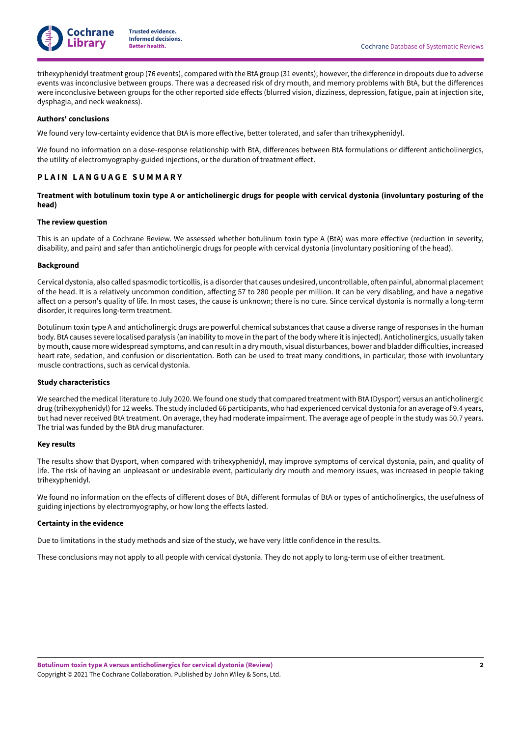trihexyphenidyl treatment group (76 events), compared with the BtA group (31 events); however, the difference in dropouts due to adverse events was inconclusive between groups. There was a decreased risk of dry mouth, and memory problems with BtA, but the differences were inconclusive between groups for the other reported side effects (blurred vision, dizziness, depression, fatigue, pain at injection site, dysphagia, and neck weakness).

**Authors' conclusions**

We found very low-certainty evidence that BtA is more effective, better tolerated, and safer than trihexyphenidyl.

We found no information on a dose-response relationship with BtA, differences between BtA formulations or different anticholinergics, the utility of electromyography-guided injections, or the duration of treatment effect.

## PLAIN LANGUAGE SUMMARY

### Treatment with botulinum toxin type A or anticholinergic drugs for people with cervical dystonia (involuntary posturing of the head)

**The review question**

This is an update of a Cochrane Review. We assessed whether botulinum toxin type A (BtA) was more effective (reduction in severity, disability, and pain) and safer than anticholinergic drugs for people with cervical dystonia (involuntary positioning of the head).

**Background**

Cervical dystonia, also called spasmodic torticollis, is a disorder that causes undesired, uncontrollable, often painful, abnormal placement of the head. It is a relatively uncommon condition, affecting 57 to 280 people per million. It can be very disabling, and have a negative affect on a person's quality of life. In most cases, the cause is unknown; there is no cure. Since cervical dystonia is normally a long-term disorder, it requires long-term treatment.

Botulinum toxin type A and anticholinergic drugs are powerful chemical substances that cause a diverse range of responses in the human body. BtA causes severe localised paralysis (an inability to move in the part of the body where it is injected). Anticholinergics, usually taken by mouth, cause more widespread symptoms, and can result in a dry mouth, visual disturbances, bower and bladder difficulties, increased heart rate, sedation, and confusion or disorientation. Both can be used to treat many conditions, in particular, those with involuntary muscle contractions, such as cervical dystonia.

**Study characteristics**

We searched the medical literature to July 2020. We found one study that compared treatment with BtA (Dysport) versus an anticholinergic drug (trihexyphenidyl) for 12 weeks. The study included 66 participants, who had experienced cervical dystonia for an average of 9.4 years, but had never received BtA treatment. On average, they had moderate impairment. The average age of people in the study was 50.7 years. The trial was funded by the BtA drug manufacturer.

**Key results**

The results show that Dysport, when compared with trihexyphenidyl, may improve symptoms of cervical dystonia, pain, and quality of life. The risk of having an unpleasant or undesirable event, particularly dry mouth and memory issues, was increased in people taking trihexyphenidyl.

We found no information on the effects of different doses of BtA, different formulas of BtA or types of anticholinergics, the usefulness of guiding injections by electromyography, or how long the effects lasted.

**Certainty in the evidence**

Due to limitations in the study methods and size of the study, we have very little confidence in the results.

These conclusions may not apply to all people with cervical dystonia. They do not apply to long-term use of either treatment.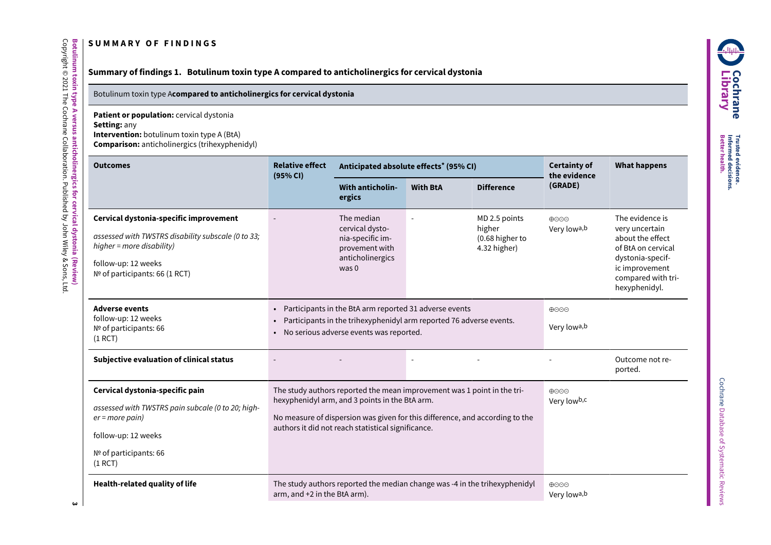## SUMMARY OF FINDINGS

### Summary of findings 1. Botulinum toxin type A compared to anticholinergics for cervical dystonia

**Botulinum toxin type A compared to anticholinergics for cervical dystonia**

**Patient or population:** cervical dystonia
**Setting:** any
**Intervention:** botulinum toxin type A (BtA)
**Comparison:** anticholinergics (trihexyphenidyl)

| Outcomes | Relative effect (95% CI) | Anticipated absolute effects* (95% CI) | | | Certainty of the evidence (GRADE) | What happens |
|---|---|---|---|---|---|---|
| | | With anticholinergics | With BtA | Difference | | |
| **Cervical dystonia-specific improvement** *assessed with TWSTRS disability subscale (0 to 33; higher = more disability)* follow-up: 12 weeks № of participants: 66 (1 RCT) | - | The median cervical dystonia-specific improvement with anticholinergics was 0 | - | MD 2.5 points higher (0.68 higher to 4.32 higher) | ⊕⊝⊝⊝ Very low[a,b] | The evidence is very uncertain about the effect of BtA on cervical dystonia-specific improvement compared with trihexyphenidyl. |
| **Adverse events** follow-up: 12 weeks № of participants: 66 (1 RCT) | • Participants in the BtA arm reported 31 adverse events • Participants in the trihexyphenidyl arm reported 76 adverse events. • No serious adverse events was reported. | | | | ⊕⊝⊝⊝ Very low[a,b] | |
| **Subjective evaluation of clinical status** | - | - | - | - | - | Outcome not reported. |
| **Cervical dystonia-specific pain** *assessed with TWSTRS pain subcale (0 to 20; higher = more pain)* follow-up: 12 weeks № of participants: 66 (1 RCT) | The study authors reported the mean improvement was 1 point in the trihexyphenidyl arm, and 3 points in the BtA arm. No measure of dispersion was given for this difference, and according to the authors it did not reach statistical significance. | | | | ⊕⊝⊝⊝ Very low[b,c] | |
| **Health-related quality of life** | The study authors reported the median change was -4 in the trihexyphenidyl arm, and +2 in the BtA arm). | | | | ⊕⊝⊝⊝ Very low[a,b] | |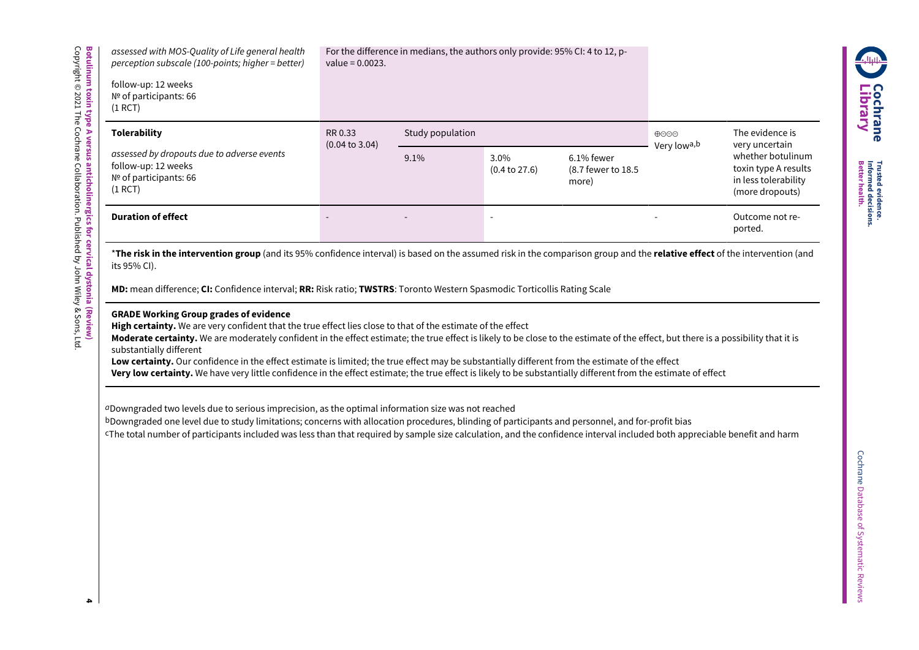| | | | | | |
|---|---|---|---|---|---|
| *assessed with MOS-Quality of Life general health perception subscale (100-points; higher = better)*<br><br>follow-up: 12 weeks<br>№ of participants: 66<br>(1 RCT) | For the difference in medians, the authors only provide: 95% CI: 4 to 12, p-value = 0.0023. | | | | |
| **Tolerability**<br><br>*assessed by dropouts due to adverse events*<br>follow-up: 12 weeks<br>№ of participants: 66<br>(1 RCT) | RR 0.33<br>(0.04 to 3.04) | Study population<br><br>9.1% | 3.0%<br>(0.4 to 27.6) | 6.1% fewer<br>(8.7 fewer to 18.5 more) | ⊕⊝⊝⊝<br>Very low[a,b] | The evidence is very uncertain whether botulinum toxin type A results in less tolerability (more dropouts) |
| **Duration of effect** | - | - | - | | - | Outcome not reported. |

*__The risk in the intervention group__ (and its 95% confidence interval) is based on the assumed risk in the comparison group and the **relative effect** of the intervention (and its 95% CI).

**MD:** mean difference; **CI:** Confidence interval; **RR:** Risk ratio; **TWSTRS**: Toronto Western Spasmodic Torticollis Rating Scale

**GRADE Working Group grades of evidence**
**High certainty.** We are very confident that the true effect lies close to that of the estimate of the effect
**Moderate certainty.** We are moderately confident in the effect estimate; the true effect is likely to be close to the estimate of the effect, but there is a possibility that it is substantially different
**Low certainty.** Our confidence in the effect estimate is limited; the true effect may be substantially different from the estimate of the effect
**Very low certainty.** We have very little confidence in the effect estimate; the true effect is likely to be substantially different from the estimate of effect

[a]Downgraded two levels due to serious imprecision, as the optimal information size was not reached
[b]Downgraded one level due to study limitations; concerns with allocation procedures, blinding of participants and personnel, and for-profit bias
[c]The total number of participants included was less than that required by sample size calculation, and the confidence interval included both appreciable benefit and harm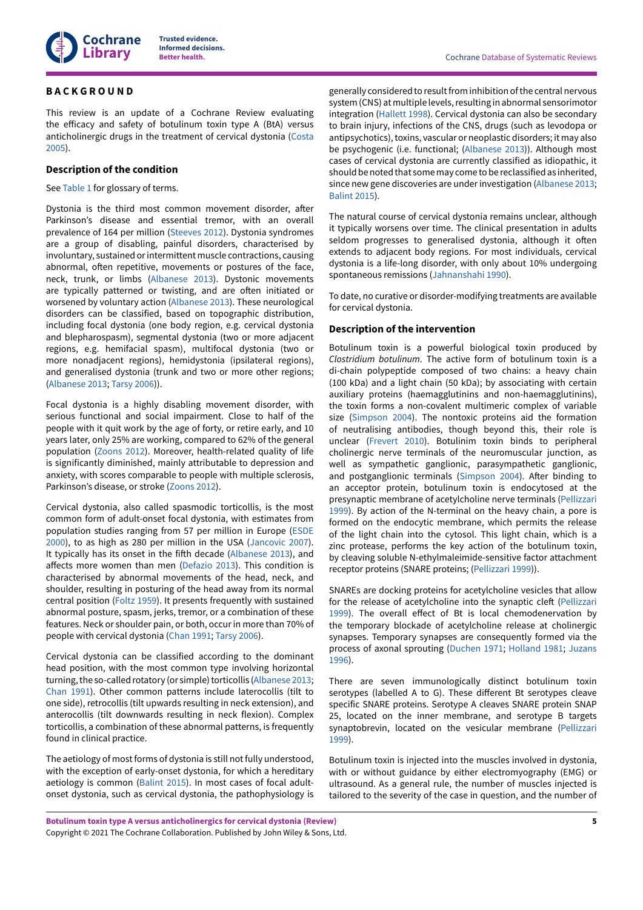# BACKGROUND

This review is an update of a Cochrane Review evaluating the efficacy and safety of botulinum toxin type A (BtA) versus anticholinergic drugs in the treatment of cervical dystonia (Costa 2005).

## Description of the condition

See Table 1 for glossary of terms.

Dystonia is the third most common movement disorder, after Parkinson's disease and essential tremor, with an overall prevalence of 164 per million (Steeves 2012). Dystonia syndromes are a group of disabling, painful disorders, characterised by involuntary, sustained or intermittent muscle contractions, causing abnormal, often repetitive, movements or postures of the face, neck, trunk, or limbs (Albanese 2013). Dystonic movements are typically patterned or twisting, and are often initiated or worsened by voluntary action (Albanese 2013). These neurological disorders can be classified, based on topographic distribution, including focal dystonia (one body region, e.g. cervical dystonia and blepharospasm), segmental dystonia (two or more adjacent regions, e.g. hemifacial spasm), multifocal dystonia (two or more nonadjacent regions), hemidystonia (ipsilateral regions), and generalised dystonia (trunk and two or more other regions; (Albanese 2013; Tarsy 2006)).

Focal dystonia is a highly disabling movement disorder, with serious functional and social impairment. Close to half of the people with it quit work by the age of forty, or retire early, and 10 years later, only 25% are working, compared to 62% of the general population (Zoons 2012). Moreover, health-related quality of life is significantly diminished, mainly attributable to depression and anxiety, with scores comparable to people with multiple sclerosis, Parkinson's disease, or stroke (Zoons 2012).

Cervical dystonia, also called spasmodic torticollis, is the most common form of adult-onset focal dystonia, with estimates from population studies ranging from 57 per million in Europe (ESDE 2000), to as high as 280 per million in the USA (Jancovic 2007). It typically has its onset in the fifth decade (Albanese 2013), and affects more women than men (Defazio 2013). This condition is characterised by abnormal movements of the head, neck, and shoulder, resulting in posturing of the head away from its normal central position (Foltz 1959). It presents frequently with sustained abnormal posture, spasm, jerks, tremor, or a combination of these features. Neck or shoulder pain, or both, occur in more than 70% of people with cervical dystonia (Chan 1991; Tarsy 2006).

Cervical dystonia can be classified according to the dominant head position, with the most common type involving horizontal turning, the so-called rotatory (or simple) torticollis (Albanese 2013; Chan 1991). Other common patterns include laterocollis (tilt to one side), retrocollis (tilt upwards resulting in neck extension), and anterocollis (tilt downwards resulting in neck flexion). Complex torticollis, a combination of these abnormal patterns, is frequently found in clinical practice.

The aetiology of most forms of dystonia is still not fully understood, with the exception of early-onset dystonia, for which a hereditary aetiology is common (Balint 2015). In most cases of focal adult-onset dystonia, such as cervical dystonia, the pathophysiology is generally considered to result from inhibition of the central nervous system (CNS) at multiple levels, resulting in abnormal sensorimotor integration (Hallett 1998). Cervical dystonia can also be secondary to brain injury, infections of the CNS, drugs (such as levodopa or antipsychotics), toxins, vascular or neoplastic disorders; it may also be psychogenic (i.e. functional; (Albanese 2013)). Although most cases of cervical dystonia are currently classified as idiopathic, it should be noted that some may come to be reclassified as inherited, since new gene discoveries are under investigation (Albanese 2013; Balint 2015).

The natural course of cervical dystonia remains unclear, although it typically worsens over time. The clinical presentation in adults seldom progresses to generalised dystonia, although it often extends to adjacent body regions. For most individuals, cervical dystonia is a life-long disorder, with only about 10% undergoing spontaneous remissions (Jahnanshahi 1990).

To date, no curative or disorder-modifying treatments are available for cervical dystonia.

## Description of the intervention

Botulinum toxin is a powerful biological toxin produced by *Clostridium botulinum*. The active form of botulinum toxin is a di-chain polypeptide composed of two chains: a heavy chain (100 kDa) and a light chain (50 kDa); by associating with certain auxiliary proteins (haemagglutinins and non-haemagglutinins), the toxin forms a non-covalent multimeric complex of variable size (Simpson 2004). The nontoxic proteins aid the formation of neutralising antibodies, though beyond this, their role is unclear (Frevert 2010). Botulinim toxin binds to peripheral cholinergic nerve terminals of the neuromuscular junction, as well as sympathetic ganglionic, parasympathetic ganglionic, and postganglionic terminals (Simpson 2004). After binding to an acceptor protein, botulinum toxin is endocytosed at the presynaptic membrane of acetylcholine nerve terminals (Pellizzari 1999). By action of the N-terminal on the heavy chain, a pore is formed on the endocytic membrane, which permits the release of the light chain into the cytosol. This light chain, which is a zinc protease, performs the key action of the botulinum toxin, by cleaving soluble N-ethylmaleimide-sensitive factor attachment receptor proteins (SNARE proteins; (Pellizzari 1999)).

SNAREs are docking proteins for acetylcholine vesicles that allow for the release of acetylcholine into the synaptic cleft (Pellizzari 1999). The overall effect of Bt is local chemodenervation by the temporary blockade of acetylcholine release at cholinergic synapses. Temporary synapses are consequently formed via the process of axonal sprouting (Duchen 1971; Holland 1981; Juzans 1996).

There are seven immunologically distinct botulinum toxin serotypes (labelled A to G). These different Bt serotypes cleave specific SNARE proteins. Serotype A cleaves SNARE protein SNAP 25, located on the inner membrane, and serotype B targets synaptobrevin, located on the vesicular membrane (Pellizzari 1999).

Botulinum toxin is injected into the muscles involved in dystonia, with or without guidance by either electromyography (EMG) or ultrasound. As a general rule, the number of muscles injected is tailored to the severity of the case in question, and the number of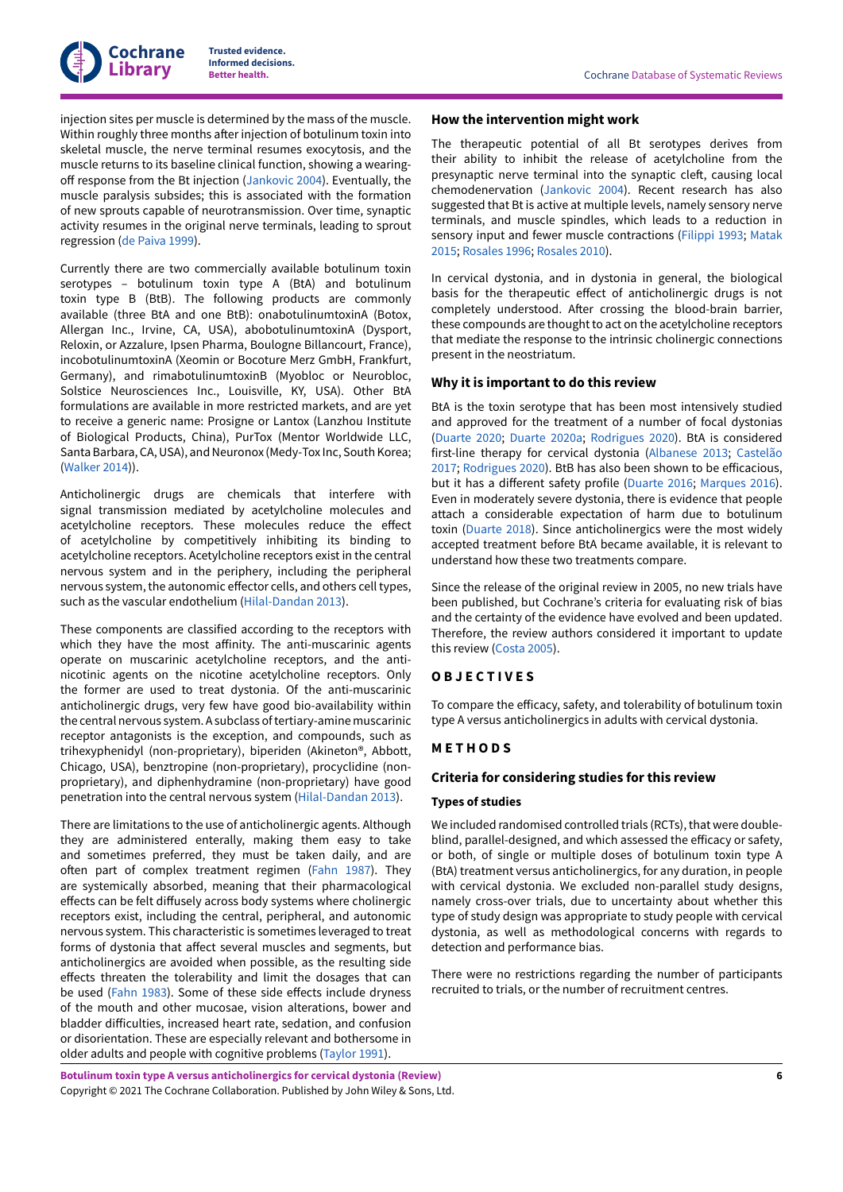injection sites per muscle is determined by the mass of the muscle. Within roughly three months after injection of botulinum toxin into skeletal muscle, the nerve terminal resumes exocytosis, and the muscle returns to its baseline clinical function, showing a wearing-off response from the Bt injection (Jankovic 2004). Eventually, the muscle paralysis subsides; this is associated with the formation of new sprouts capable of neurotransmission. Over time, synaptic activity resumes in the original nerve terminals, leading to sprout regression (de Paiva 1999).

Currently there are two commercially available botulinum toxin serotypes – botulinum toxin type A (BtA) and botulinum toxin type B (BtB). The following products are commonly available (three BtA and one BtB): onabotulinumtoxinA (Botox, Allergan Inc., Irvine, CA, USA), abobotulinumtoxinA (Dysport, Reloxin, or Azzalure, Ipsen Pharma, Boulogne Billancourt, France), incobotulinumtoxinA (Xeomin or Bocoture Merz GmbH, Frankfurt, Germany), and rimabotulinumtoxinB (Myobloc or Neurobloc, Solstice Neurosciences Inc., Louisville, KY, USA). Other BtA formulations are available in more restricted markets, and are yet to receive a generic name: Prosigne or Lantox (Lanzhou Institute of Biological Products, China), PurTox (Mentor Worldwide LLC, Santa Barbara, CA, USA), and Neuronox (Medy-Tox Inc, South Korea; (Walker 2014)).

Anticholinergic drugs are chemicals that interfere with signal transmission mediated by acetylcholine molecules and acetylcholine receptors. These molecules reduce the effect of acetylcholine by competitively inhibiting its binding to acetylcholine receptors. Acetylcholine receptors exist in the central nervous system and in the periphery, including the peripheral nervous system, the autonomic effector cells, and others cell types, such as the vascular endothelium (Hilal-Dandan 2013).

These components are classified according to the receptors with which they have the most affinity. The anti-muscarinic agents operate on muscarinic acetylcholine receptors, and the anti-nicotinic agents on the nicotine acetylcholine receptors. Only the former are used to treat dystonia. Of the anti-muscarinic anticholinergic drugs, very few have good bio-availability within the central nervous system. A subclass of tertiary-amine muscarinic receptor antagonists is the exception, and compounds, such as trihexyphenidyl (non-proprietary), biperiden (Akineton®, Abbott, Chicago, USA), benztropine (non-proprietary), procyclidine (non-proprietary), and diphenhydramine (non-proprietary) have good penetration into the central nervous system (Hilal-Dandan 2013).

There are limitations to the use of anticholinergic agents. Although they are administered enterally, making them easy to take and sometimes preferred, they must be taken daily, and are often part of complex treatment regimen (Fahn 1987). They are systemically absorbed, meaning that their pharmacological effects can be felt diffusely across body systems where cholinergic receptors exist, including the central, peripheral, and autonomic nervous system. This characteristic is sometimes leveraged to treat forms of dystonia that affect several muscles and segments, but anticholinergics are avoided when possible, as the resulting side effects threaten the tolerability and limit the dosages that can be used (Fahn 1983). Some of these side effects include dryness of the mouth and other mucosae, vision alterations, bower and bladder difficulties, increased heart rate, sedation, and confusion or disorientation. These are especially relevant and bothersome in older adults and people with cognitive problems (Taylor 1991).

### How the intervention might work

The therapeutic potential of all Bt serotypes derives from their ability to inhibit the release of acetylcholine from the presynaptic nerve terminal into the synaptic cleft, causing local chemodenervation (Jankovic 2004). Recent research has also suggested that Bt is active at multiple levels, namely sensory nerve terminals, and muscle spindles, which leads to a reduction in sensory input and fewer muscle contractions (Filippi 1993; Matak 2015; Rosales 1996; Rosales 2010).

In cervical dystonia, and in dystonia in general, the biological basis for the therapeutic effect of anticholinergic drugs is not completely understood. After crossing the blood-brain barrier, these compounds are thought to act on the acetylcholine receptors that mediate the response to the intrinsic cholinergic connections present in the neostriatum.

### Why it is important to do this review

BtA is the toxin serotype that has been most intensively studied and approved for the treatment of a number of focal dystonias (Duarte 2020; Duarte 2020a; Rodrigues 2020). BtA is considered first-line therapy for cervical dystonia (Albanese 2013; Castelão 2017; Rodrigues 2020). BtB has also been shown to be efficacious, but it has a different safety profile (Duarte 2016; Marques 2016). Even in moderately severe dystonia, there is evidence that people attach a considerable expectation of harm due to botulinum toxin (Duarte 2018). Since anticholinergics were the most widely accepted treatment before BtA became available, it is relevant to understand how these two treatments compare.

Since the release of the original review in 2005, no new trials have been published, but Cochrane's criteria for evaluating risk of bias and the certainty of the evidence have evolved and been updated. Therefore, the review authors considered it important to update this review (Costa 2005).

## OBJECTIVES

To compare the efficacy, safety, and tolerability of botulinum toxin type A versus anticholinergics in adults with cervical dystonia.

## METHODS

### Criteria for considering studies for this review

#### Types of studies

We included randomised controlled trials (RCTs), that were double-blind, parallel-designed, and which assessed the efficacy or safety, or both, of single or multiple doses of botulinum toxin type A (BtA) treatment versus anticholinergics, for any duration, in people with cervical dystonia. We excluded non-parallel study designs, namely cross-over trials, due to uncertainty about whether this type of study design was appropriate to study people with cervical dystonia, as well as methodological concerns with regards to detection and performance bias.

There were no restrictions regarding the number of participants recruited to trials, or the number of recruitment centres.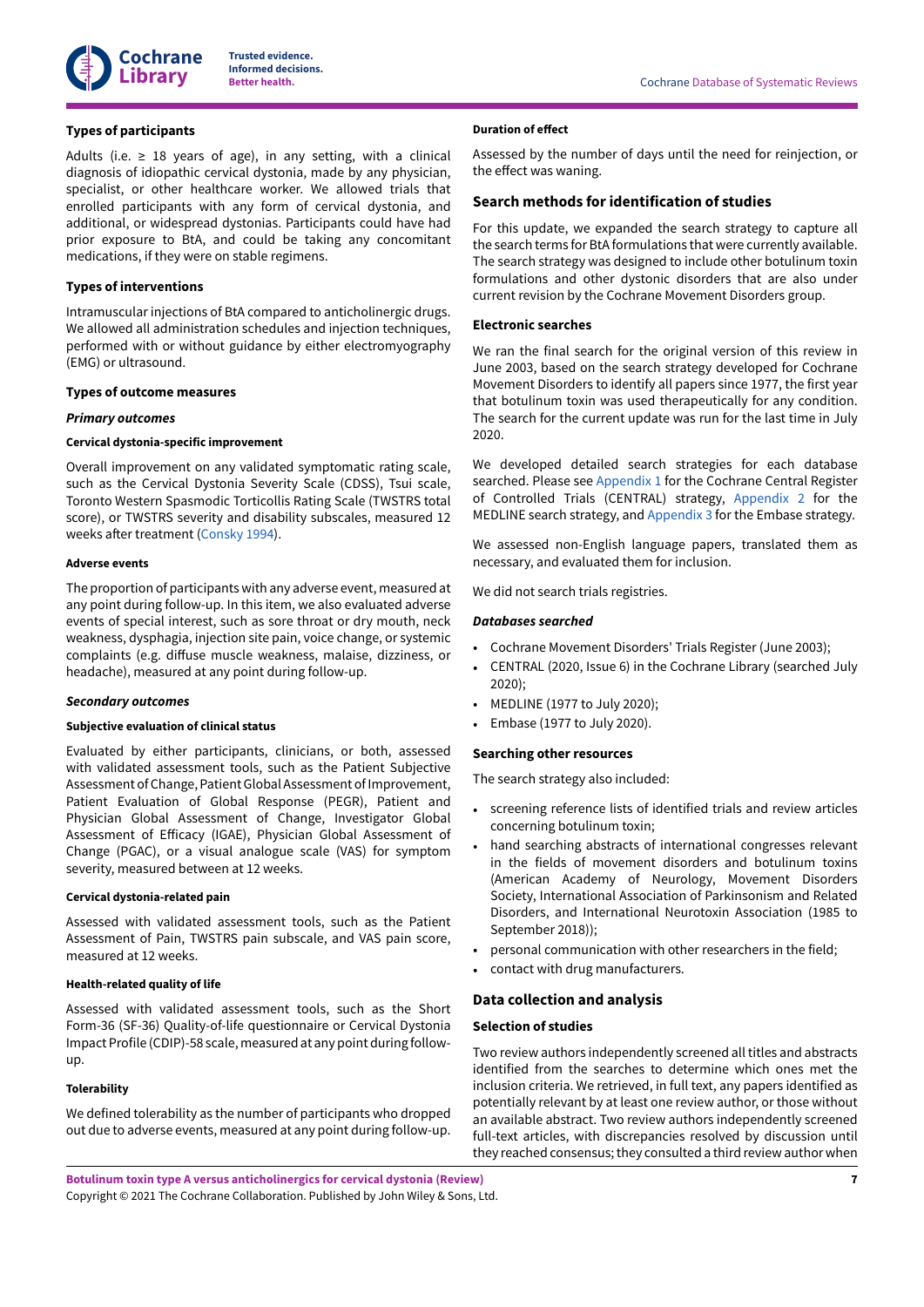#### Types of participants

Adults (i.e. ≥ 18 years of age), in any setting, with a clinical diagnosis of idiopathic cervical dystonia, made by any physician, specialist, or other healthcare worker. We allowed trials that enrolled participants with any form of cervical dystonia, and additional, or widespread dystonias. Participants could have had prior exposure to BtA, and could be taking any concomitant medications, if they were on stable regimens.

#### Types of interventions

Intramuscular injections of BtA compared to anticholinergic drugs. We allowed all administration schedules and injection techniques, performed with or without guidance by either electromyography (EMG) or ultrasound.

#### Types of outcome measures

##### *Primary outcomes*

###### Cervical dystonia-specific improvement

Overall improvement on any validated symptomatic rating scale, such as the Cervical Dystonia Severity Scale (CDSS), Tsui scale, Toronto Western Spasmodic Torticollis Rating Scale (TWSTRS total score), or TWSTRS severity and disability subscales, measured 12 weeks after treatment (Consky 1994).

###### Adverse events

The proportion of participants with any adverse event, measured at any point during follow-up. In this item, we also evaluated adverse events of special interest, such as sore throat or dry mouth, neck weakness, dysphagia, injection site pain, voice change, or systemic complaints (e.g. diffuse muscle weakness, malaise, dizziness, or headache), measured at any point during follow-up.

##### *Secondary outcomes*

###### Subjective evaluation of clinical status

Evaluated by either participants, clinicians, or both, assessed with validated assessment tools, such as the Patient Subjective Assessment of Change, Patient Global Assessment of Improvement, Patient Evaluation of Global Response (PEGR), Patient and Physician Global Assessment of Change, Investigator Global Assessment of Efficacy (IGAE), Physician Global Assessment of Change (PGAC), or a visual analogue scale (VAS) for symptom severity, measured between at 12 weeks.

###### Cervical dystonia-related pain

Assessed with validated assessment tools, such as the Patient Assessment of Pain, TWSTRS pain subscale, and VAS pain score, measured at 12 weeks.

###### Health-related quality of life

Assessed with validated assessment tools, such as the Short Form-36 (SF-36) Quality-of-life questionnaire or Cervical Dystonia Impact Profile (CDIP)-58 scale, measured at any point during follow-up.

###### Tolerability

We defined tolerability as the number of participants who dropped out due to adverse events, measured at any point during follow-up.

###### Duration of effect

Assessed by the number of days until the need for reinjection, or the effect was waning.

### Search methods for identification of studies

For this update, we expanded the search strategy to capture all the search terms for BtA formulations that were currently available. The search strategy was designed to include other botulinum toxin formulations and other dystonic disorders that are also under current revision by the Cochrane Movement Disorders group.

#### Electronic searches

We ran the final search for the original version of this review in June 2003, based on the search strategy developed for Cochrane Movement Disorders to identify all papers since 1977, the first year that botulinum toxin was used therapeutically for any condition. The search for the current update was run for the last time in July 2020.

We developed detailed search strategies for each database searched. Please see Appendix 1 for the Cochrane Central Register of Controlled Trials (CENTRAL) strategy, Appendix 2 for the MEDLINE search strategy, and Appendix 3 for the Embase strategy.

We assessed non-English language papers, translated them as necessary, and evaluated them for inclusion.

We did not search trials registries.

##### *Databases searched*

- Cochrane Movement Disorders' Trials Register (June 2003);
- CENTRAL (2020, Issue 6) in the Cochrane Library (searched July 2020);
- MEDLINE (1977 to July 2020);
- Embase (1977 to July 2020).

#### Searching other resources

The search strategy also included:

- screening reference lists of identified trials and review articles concerning botulinum toxin;
- hand searching abstracts of international congresses relevant in the fields of movement disorders and botulinum toxins (American Academy of Neurology, Movement Disorders Society, International Association of Parkinsonism and Related Disorders, and International Neurotoxin Association (1985 to September 2018));
- personal communication with other researchers in the field;
- contact with drug manufacturers.

### Data collection and analysis

#### Selection of studies

Two review authors independently screened all titles and abstracts identified from the searches to determine which ones met the inclusion criteria. We retrieved, in full text, any papers identified as potentially relevant by at least one review author, or those without an available abstract. Two review authors independently screened full-text articles, with discrepancies resolved by discussion until they reached consensus; they consulted a third review author when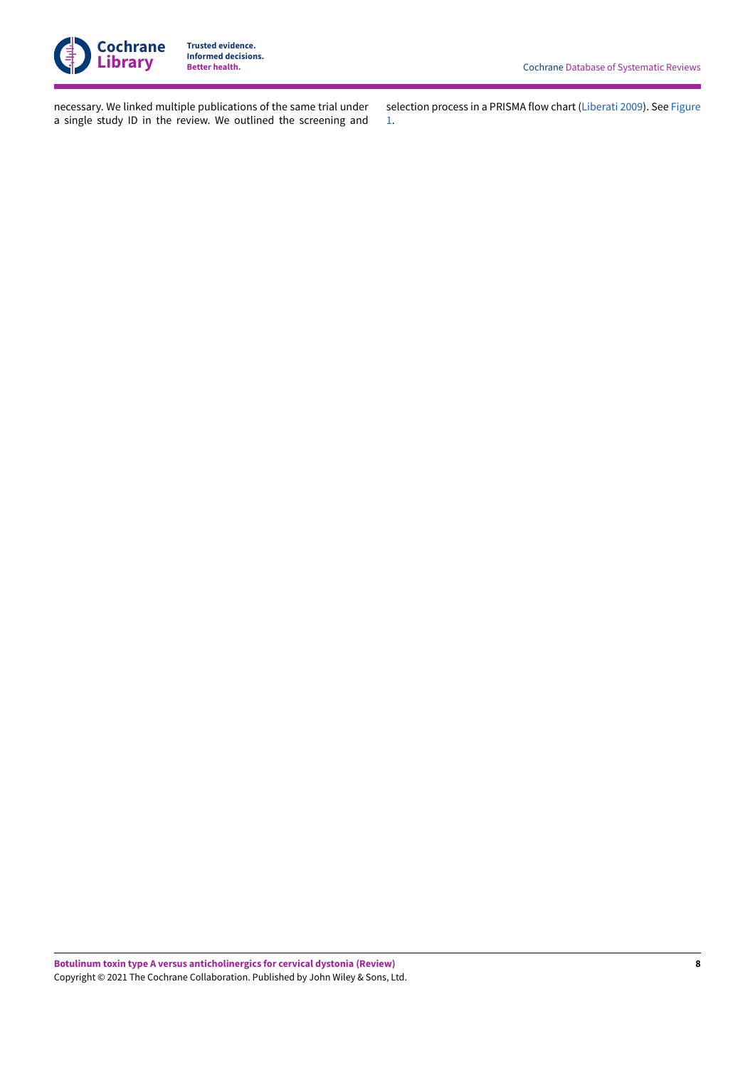necessary. We linked multiple publications of the same trial under a single study ID in the review. We outlined the screening and selection process in a PRISMA flow chart (Liberati 2009). See Figure 1.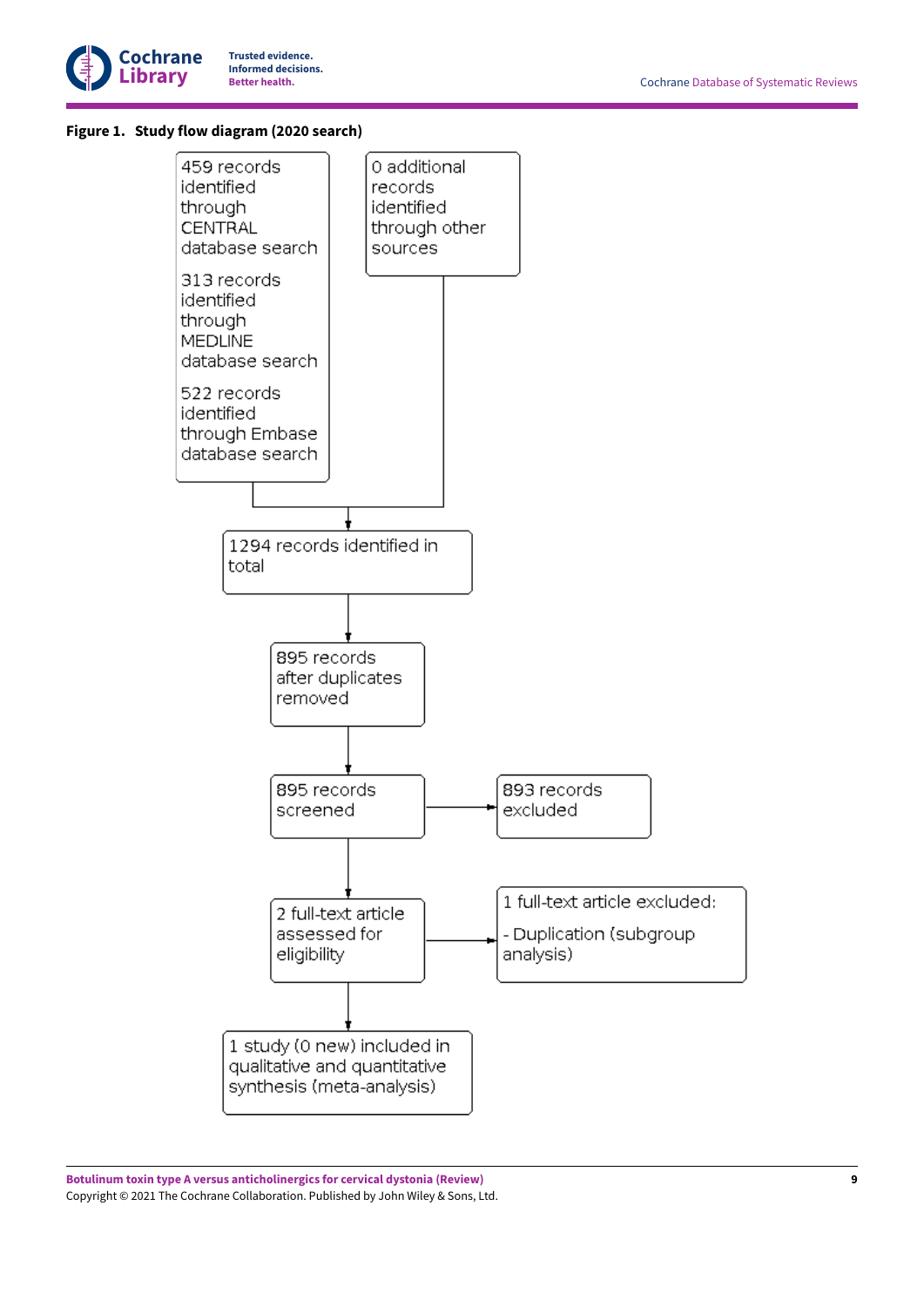**Figure 1. Study flow diagram (2020 search)**

459 records identified through CENTRAL database search

313 records identified through MEDLINE database search

522 records identified through Embase database search

0 additional records identified through other sources

1294 records identified in total

895 records after duplicates removed

895 records screened

893 records excluded

2 full-text article assessed for eligibility

1 full-text article excluded:

- Duplication (subgroup analysis)

1 study (0 new) included in qualitative and quantitative synthesis (meta-analysis)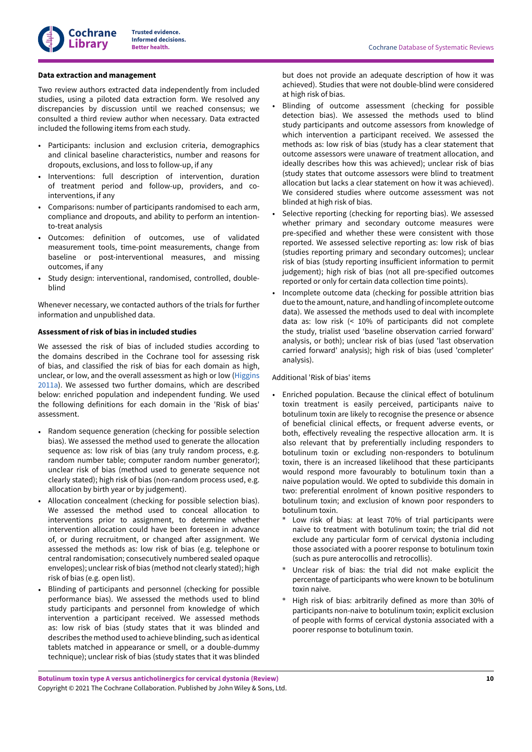#### Data extraction and management

Two review authors extracted data independently from included studies, using a piloted data extraction form. We resolved any discrepancies by discussion until we reached consensus; we consulted a third review author when necessary. Data extracted included the following items from each study.

- Participants: inclusion and exclusion criteria, demographics and clinical baseline characteristics, number and reasons for dropouts, exclusions, and loss to follow-up, if any
- Interventions: full description of intervention, duration of treatment period and follow-up, providers, and co-interventions, if any
- Comparisons: number of participants randomised to each arm, compliance and dropouts, and ability to perform an intention-to-treat analysis
- Outcomes: definition of outcomes, use of validated measurement tools, time-point measurements, change from baseline or post-interventional measures, and missing outcomes, if any
- Study design: interventional, randomised, controlled, double-blind

Whenever necessary, we contacted authors of the trials for further information and unpublished data.

#### Assessment of risk of bias in included studies

We assessed the risk of bias of included studies according to the domains described in the Cochrane tool for assessing risk of bias, and classified the risk of bias for each domain as high, unclear, or low, and the overall assessment as high or low (Higgins 2011a). We assessed two further domains, which are described below: enriched population and independent funding. We used the following definitions for each domain in the 'Risk of bias' assessment.

- Random sequence generation (checking for possible selection bias). We assessed the method used to generate the allocation sequence as: low risk of bias (any truly random process, e.g. random number table; computer random number generator); unclear risk of bias (method used to generate sequence not clearly stated); high risk of bias (non-random process used, e.g. allocation by birth year or by judgement).
- Allocation concealment (checking for possible selection bias). We assessed the method used to conceal allocation to interventions prior to assignment, to determine whether intervention allocation could have been foreseen in advance of, or during recruitment, or changed after assignment. We assessed the methods as: low risk of bias (e.g. telephone or central randomisation; consecutively numbered sealed opaque envelopes); unclear risk of bias (method not clearly stated); high risk of bias (e.g. open list).
- Blinding of participants and personnel (checking for possible performance bias). We assessed the methods used to blind study participants and personnel from knowledge of which intervention a participant received. We assessed methods as: low risk of bias (study states that it was blinded and describes the method used to achieve blinding, such as identical tablets matched in appearance or smell, or a double-dummy technique); unclear risk of bias (study states that it was blinded but does not provide an adequate description of how it was achieved). Studies that were not double-blind were considered at high risk of bias.
- Blinding of outcome assessment (checking for possible detection bias). We assessed the methods used to blind study participants and outcome assessors from knowledge of which intervention a participant received. We assessed the methods as: low risk of bias (study has a clear statement that outcome assessors were unaware of treatment allocation, and ideally describes how this was achieved); unclear risk of bias (study states that outcome assessors were blind to treatment allocation but lacks a clear statement on how it was achieved). We considered studies where outcome assessment was not blinded at high risk of bias.
- Selective reporting (checking for reporting bias). We assessed whether primary and secondary outcome measures were pre-specified and whether these were consistent with those reported. We assessed selective reporting as: low risk of bias (studies reporting primary and secondary outcomes); unclear risk of bias (study reporting insufficient information to permit judgement); high risk of bias (not all pre-specified outcomes reported or only for certain data collection time points).
- Incomplete outcome data (checking for possible attrition bias due to the amount, nature, and handling of incomplete outcome data). We assessed the methods used to deal with incomplete data as: low risk (< 10% of participants did not complete the study, trialist used 'baseline observation carried forward' analysis, or both); unclear risk of bias (used 'last observation carried forward' analysis); high risk of bias (used 'completer' analysis).

Additional 'Risk of bias' items

- Enriched population. Because the clinical effect of botulinum toxin treatment is easily perceived, participants naive to botulinum toxin are likely to recognise the presence or absence of beneficial clinical effects, or frequent adverse events, or both, effectively revealing the respective allocation arm. It is also relevant that by preferentially including responders to botulinum toxin or excluding non-responders to botulinum toxin, there is an increased likelihood that these participants would respond more favourably to botulinum toxin than a naive population would. We opted to subdivide this domain in two: preferential enrolment of known positive responders to botulinum toxin; and exclusion of known poor responders to botulinum toxin.
    - Low risk of bias: at least 70% of trial participants were naive to treatment with botulinum toxin; the trial did not exclude any particular form of cervical dystonia including those associated with a poorer response to botulinum toxin (such as pure anterocollis and retrocollis).
    - Unclear risk of bias: the trial did not make explicit the percentage of participants who were known to be botulinum toxin naive.
    - High risk of bias: arbitrarily defined as more than 30% of participants non-naive to botulinum toxin; explicit exclusion of people with forms of cervical dystonia associated with a poorer response to botulinum toxin.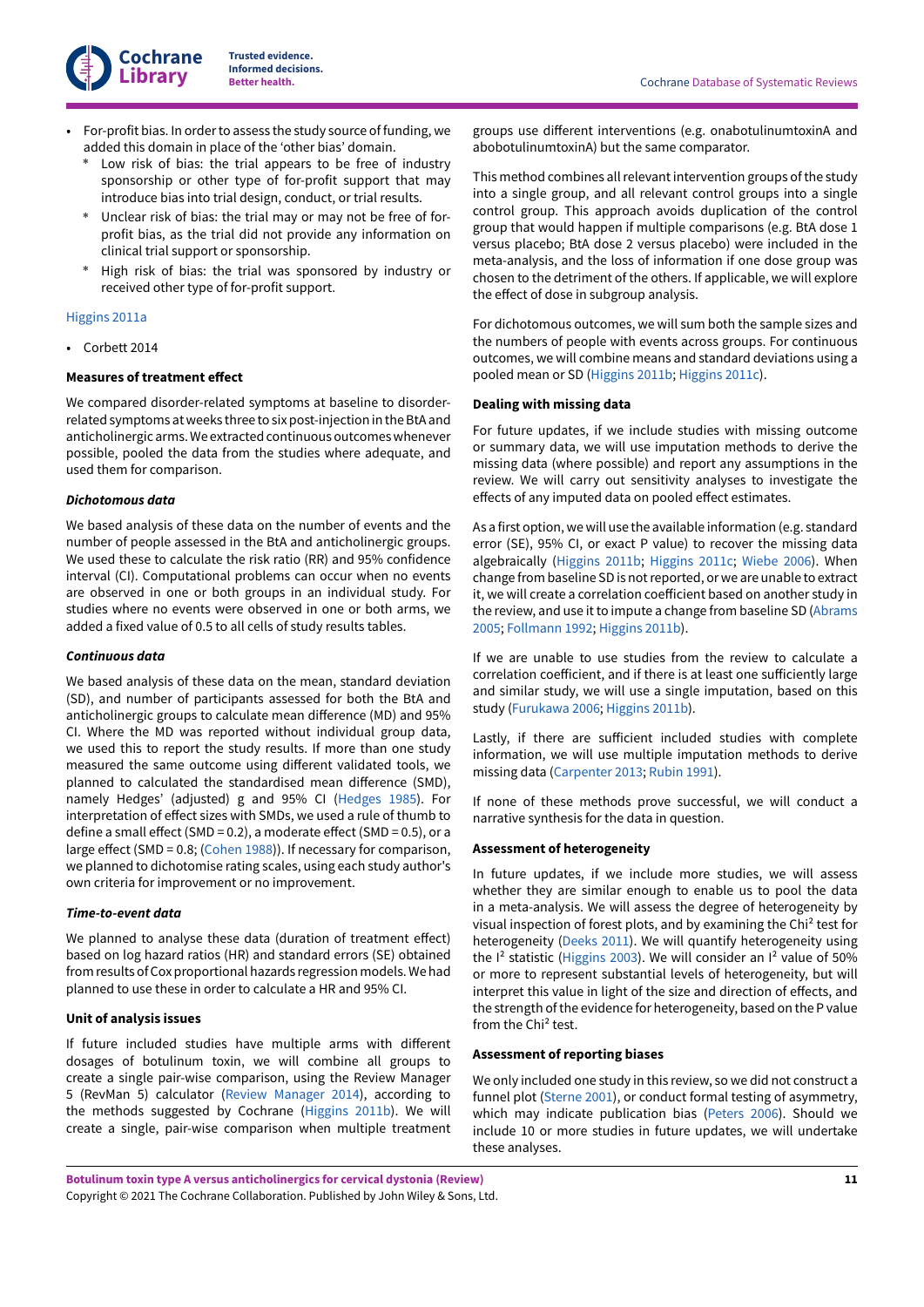- For-profit bias. In order to assess the study source of funding, we added this domain in place of the 'other bias' domain.
  * Low risk of bias: the trial appears to be free of industry sponsorship or other type of for-profit support that may introduce bias into trial design, conduct, or trial results.
  * Unclear risk of bias: the trial may or may not be free of for-profit bias, as the trial did not provide any information on clinical trial support or sponsorship.
  * High risk of bias: the trial was sponsored by industry or received other type of for-profit support.

Higgins 2011a

- Corbett 2014

### Measures of treatment effect

We compared disorder-related symptoms at baseline to disorder-related symptoms at weeks three to six post-injection in the BtA and anticholinergic arms. We extracted continuous outcomes whenever possible, pooled the data from the studies where adequate, and used them for comparison.

#### *Dichotomous data*

We based analysis of these data on the number of events and the number of people assessed in the BtA and anticholinergic groups. We used these to calculate the risk ratio (RR) and 95% confidence interval (CI). Computational problems can occur when no events are observed in one or both groups in an individual study. For studies where no events were observed in one or both arms, we added a fixed value of 0.5 to all cells of study results tables.

#### *Continuous data*

We based analysis of these data on the mean, standard deviation (SD), and number of participants assessed for both the BtA and anticholinergic groups to calculate mean difference (MD) and 95% CI. Where the MD was reported without individual group data, we used this to report the study results. If more than one study measured the same outcome using different validated tools, we planned to calculated the standardised mean difference (SMD), namely Hedges' (adjusted) g and 95% CI (Hedges 1985). For interpretation of effect sizes with SMDs, we used a rule of thumb to define a small effect (SMD = 0.2), a moderate effect (SMD = 0.5), or a large effect (SMD = 0.8; (Cohen 1988)). If necessary for comparison, we planned to dichotomise rating scales, using each study author's own criteria for improvement or no improvement.

#### *Time-to-event data*

We planned to analyse these data (duration of treatment effect) based on log hazard ratios (HR) and standard errors (SE) obtained from results of Cox proportional hazards regression models. We had planned to use these in order to calculate a HR and 95% CI.

### Unit of analysis issues

If future included studies have multiple arms with different dosages of botulinum toxin, we will combine all groups to create a single pair-wise comparison, using the Review Manager 5 (RevMan 5) calculator (Review Manager 2014), according to the methods suggested by Cochrane (Higgins 2011b). We will create a single, pair-wise comparison when multiple treatment groups use different interventions (e.g. onabotulinumtoxinA and abobotulinumtoxinA) but the same comparator.

This method combines all relevant intervention groups of the study into a single group, and all relevant control groups into a single control group. This approach avoids duplication of the control group that would happen if multiple comparisons (e.g. BtA dose 1 versus placebo; BtA dose 2 versus placebo) were included in the meta-analysis, and the loss of information if one dose group was chosen to the detriment of the others. If applicable, we will explore the effect of dose in subgroup analysis.

For dichotomous outcomes, we will sum both the sample sizes and the numbers of people with events across groups. For continuous outcomes, we will combine means and standard deviations using a pooled mean or SD (Higgins 2011b; Higgins 2011c).

### Dealing with missing data

For future updates, if we include studies with missing outcome or summary data, we will use imputation methods to derive the missing data (where possible) and report any assumptions in the review. We will carry out sensitivity analyses to investigate the effects of any imputed data on pooled effect estimates.

As a first option, we will use the available information (e.g. standard error (SE), 95% CI, or exact P value) to recover the missing data algebraically (Higgins 2011b; Higgins 2011c; Wiebe 2006). When change from baseline SD is not reported, or we are unable to extract it, we will create a correlation coefficient based on another study in the review, and use it to impute a change from baseline SD (Abrams 2005; Follmann 1992; Higgins 2011b).

If we are unable to use studies from the review to calculate a correlation coefficient, and if there is at least one sufficiently large and similar study, we will use a single imputation, based on this study (Furukawa 2006; Higgins 2011b).

Lastly, if there are sufficient included studies with complete information, we will use multiple imputation methods to derive missing data (Carpenter 2013; Rubin 1991).

If none of these methods prove successful, we will conduct a narrative synthesis for the data in question.

### Assessment of heterogeneity

In future updates, if we include more studies, we will assess whether they are similar enough to enable us to pool the data in a meta-analysis. We will assess the degree of heterogeneity by visual inspection of forest plots, and by examining the $\text{Chi}^2$ test for heterogeneity (Deeks 2011). We will quantify heterogeneity using the $I^2$ statistic (Higgins 2003). We will consider an $I^2$ value of 50% or more to represent substantial levels of heterogeneity, but will interpret this value in light of the size and direction of effects, and the strength of the evidence for heterogeneity, based on the P value from the $\text{Chi}^2$ test.

### Assessment of reporting biases

We only included one study in this review, so we did not construct a funnel plot (Sterne 2001), or conduct formal testing of asymmetry, which may indicate publication bias (Peters 2006). Should we include 10 or more studies in future updates, we will undertake these analyses.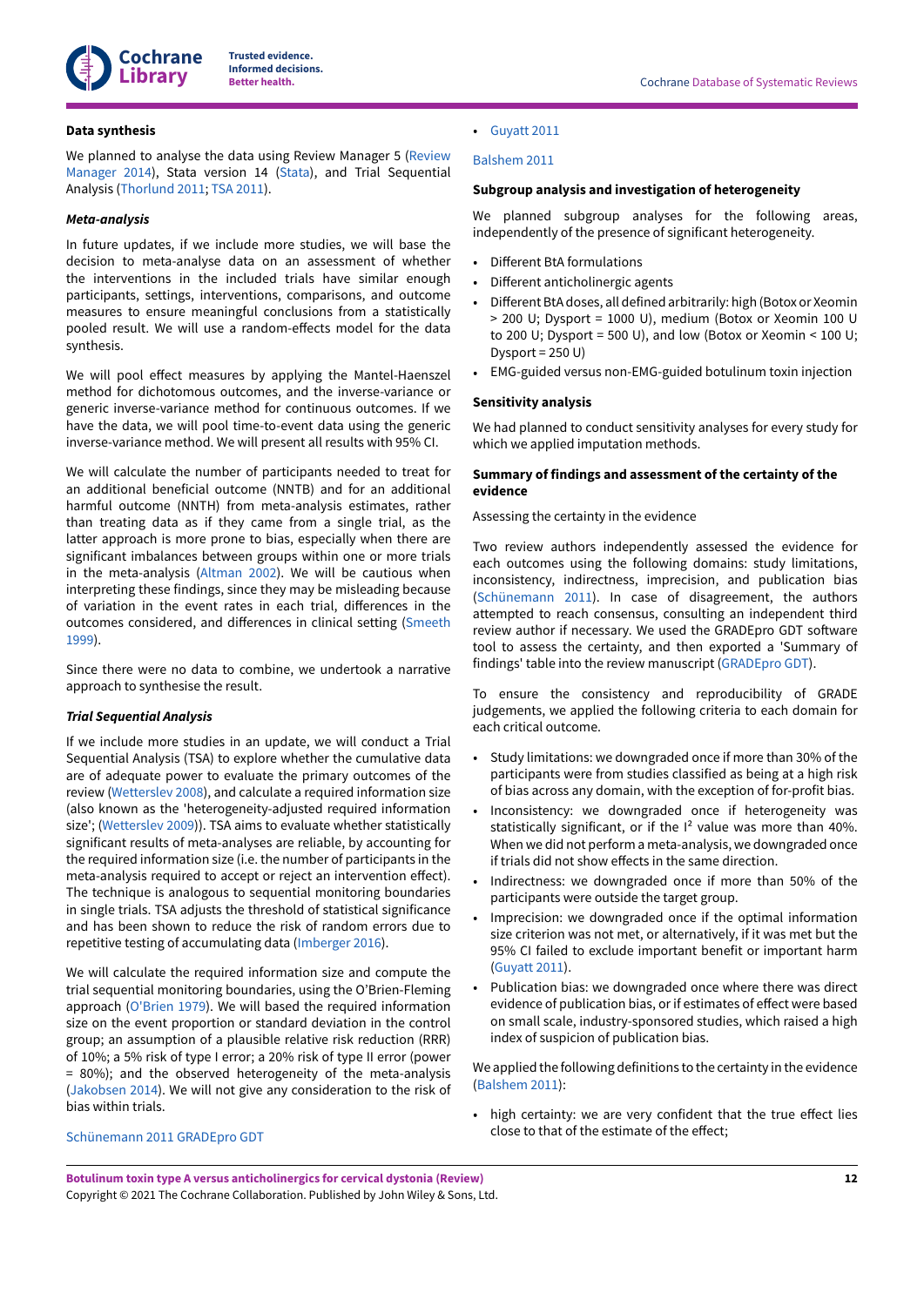### Data synthesis

We planned to analyse the data using Review Manager 5 (Review Manager 2014), Stata version 14 (Stata), and Trial Sequential Analysis (Thorlund 2011; TSA 2011).

#### *Meta-analysis*

In future updates, if we include more studies, we will base the decision to meta-analyse data on an assessment of whether the interventions in the included trials have similar enough participants, settings, interventions, comparisons, and outcome measures to ensure meaningful conclusions from a statistically pooled result. We will use a random-effects model for the data synthesis.

We will pool effect measures by applying the Mantel-Haenszel method for dichotomous outcomes, and the inverse-variance or generic inverse-variance method for continuous outcomes. If we have the data, we will pool time-to-event data using the generic inverse-variance method. We will present all results with 95% CI.

We will calculate the number of participants needed to treat for an additional beneficial outcome (NNTB) and for an additional harmful outcome (NNTH) from meta-analysis estimates, rather than treating data as if they came from a single trial, as the latter approach is more prone to bias, especially when there are significant imbalances between groups within one or more trials in the meta-analysis (Altman 2002). We will be cautious when interpreting these findings, since they may be misleading because of variation in the event rates in each trial, differences in the outcomes considered, and differences in clinical setting (Smeeth 1999).

Since there were no data to combine, we undertook a narrative approach to synthesise the result.

#### *Trial Sequential Analysis*

If we include more studies in an update, we will conduct a Trial Sequential Analysis (TSA) to explore whether the cumulative data are of adequate power to evaluate the primary outcomes of the review (Wetterslev 2008), and calculate a required information size (also known as the 'heterogeneity-adjusted required information size'; (Wetterslev 2009)). TSA aims to evaluate whether statistically significant results of meta-analyses are reliable, by accounting for the required information size (i.e. the number of participants in the meta-analysis required to accept or reject an intervention effect). The technique is analogous to sequential monitoring boundaries in single trials. TSA adjusts the threshold of statistical significance and has been shown to reduce the risk of random errors due to repetitive testing of accumulating data (Imberger 2016).

We will calculate the required information size and compute the trial sequential monitoring boundaries, using the O'Brien-Fleming approach (O'Brien 1979). We will based the required information size on the event proportion or standard deviation in the control group; an assumption of a plausible relative risk reduction (RRR) of 10%; a 5% risk of type I error; a 20% risk of type II error (power = 80%); and the observed heterogeneity of the meta-analysis (Jakobsen 2014). We will not give any consideration to the risk of bias within trials.

Schünemann 2011 GRADEpro GDT

- Guyatt 2011

Balshem 2011

### Subgroup analysis and investigation of heterogeneity

We planned subgroup analyses for the following areas, independently of the presence of significant heterogeneity.

- Different BtA formulations
- Different anticholinergic agents
- Different BtA doses, all defined arbitrarily: high (Botox or Xeomin > 200 U; Dysport = 1000 U), medium (Botox or Xeomin 100 U to 200 U; Dysport = 500 U), and low (Botox or Xeomin < 100 U; Dysport = 250 U)
- EMG-guided versus non-EMG-guided botulinum toxin injection

### Sensitivity analysis

We had planned to conduct sensitivity analyses for every study for which we applied imputation methods.

### Summary of findings and assessment of the certainty of the evidence

Assessing the certainty in the evidence

Two review authors independently assessed the evidence for each outcomes using the following domains: study limitations, inconsistency, indirectness, imprecision, and publication bias (Schünemann 2011). In case of disagreement, the authors attempted to reach consensus, consulting an independent third review author if necessary. We used the GRADEpro GDT software tool to assess the certainty, and then exported a 'Summary of findings' table into the review manuscript (GRADEpro GDT).

To ensure the consistency and reproducibility of GRADE judgements, we applied the following criteria to each domain for each critical outcome.

- Study limitations: we downgraded once if more than 30% of the participants were from studies classified as being at a high risk of bias across any domain, with the exception of for-profit bias.
- Inconsistency: we downgraded once if heterogeneity was statistically significant, or if the $I^2$ value was more than 40%. When we did not perform a meta-analysis, we downgraded once if trials did not show effects in the same direction.
- Indirectness: we downgraded once if more than 50% of the participants were outside the target group.
- Imprecision: we downgraded once if the optimal information size criterion was not met, or alternatively, if it was met but the 95% CI failed to exclude important benefit or important harm (Guyatt 2011).
- Publication bias: we downgraded once where there was direct evidence of publication bias, or if estimates of effect were based on small scale, industry-sponsored studies, which raised a high index of suspicion of publication bias.

We applied the following definitions to the certainty in the evidence (Balshem 2011):

- high certainty: we are very confident that the true effect lies close to that of the estimate of the effect;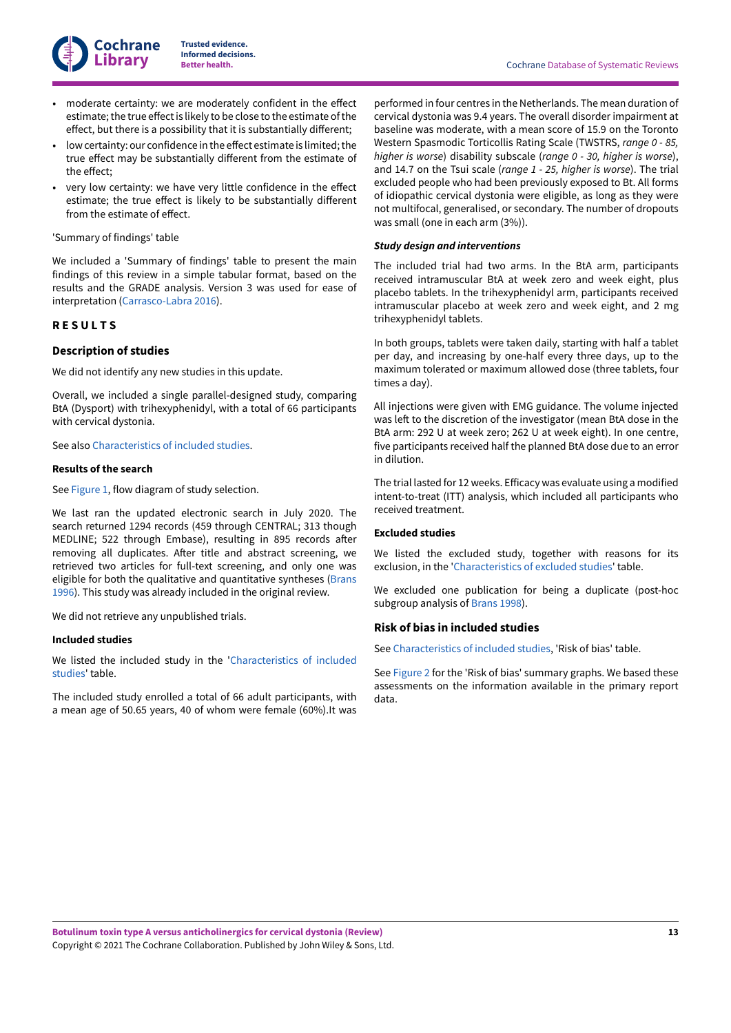- moderate certainty: we are moderately confident in the effect estimate; the true effect is likely to be close to the estimate of the effect, but there is a possibility that it is substantially different;
- low certainty: our confidence in the effect estimate is limited; the true effect may be substantially different from the estimate of the effect;
- very low certainty: we have very little confidence in the effect estimate; the true effect is likely to be substantially different from the estimate of effect.

'Summary of findings' table

We included a 'Summary of findings' table to present the main findings of this review in a simple tabular format, based on the results and the GRADE analysis. Version 3 was used for ease of interpretation (Carrasco-Labra 2016).

# RESULTS

## Description of studies

We did not identify any new studies in this update.

Overall, we included a single parallel-designed study, comparing BtA (Dysport) with trihexyphenidyl, with a total of 66 participants with cervical dystonia.

See also Characteristics of included studies.

### Results of the search

See Figure 1, flow diagram of study selection.

We last ran the updated electronic search in July 2020. The search returned 1294 records (459 through CENTRAL; 313 though MEDLINE; 522 through Embase), resulting in 895 records after removing all duplicates. After title and abstract screening, we retrieved two articles for full-text screening, and only one was eligible for both the qualitative and quantitative syntheses (Brans 1996). This study was already included in the original review.

We did not retrieve any unpublished trials.

### Included studies

We listed the included study in the 'Characteristics of included studies' table.

The included study enrolled a total of 66 adult participants, with a mean age of 50.65 years, 40 of whom were female (60%).It was performed in four centres in the Netherlands. The mean duration of cervical dystonia was 9.4 years. The overall disorder impairment at baseline was moderate, with a mean score of 15.9 on the Toronto Western Spasmodic Torticollis Rating Scale (TWSTRS, *range 0 - 85, higher is worse*) disability subscale (*range 0 - 30, higher is worse*), and 14.7 on the Tsui scale (*range 1 - 25, higher is worse*). The trial excluded people who had been previously exposed to Bt. All forms of idiopathic cervical dystonia were eligible, as long as they were not multifocal, generalised, or secondary. The number of dropouts was small (one in each arm (3%)).

#### *Study design and interventions*

The included trial had two arms. In the BtA arm, participants received intramuscular BtA at week zero and week eight, plus placebo tablets. In the trihexyphenidyl arm, participants received intramuscular placebo at week zero and week eight, and 2 mg trihexyphenidyl tablets.

In both groups, tablets were taken daily, starting with half a tablet per day, and increasing by one-half every three days, up to the maximum tolerated or maximum allowed dose (three tablets, four times a day).

All injections were given with EMG guidance. The volume injected was left to the discretion of the investigator (mean BtA dose in the BtA arm: 292 U at week zero; 262 U at week eight). In one centre, five participants received half the planned BtA dose due to an error in dilution.

The trial lasted for 12 weeks. Efficacy was evaluate using a modified intent-to-treat (ITT) analysis, which included all participants who received treatment.

### Excluded studies

We listed the excluded study, together with reasons for its exclusion, in the 'Characteristics of excluded studies' table.

We excluded one publication for being a duplicate (post-hoc subgroup analysis of Brans 1998).

## Risk of bias in included studies

See Characteristics of included studies, 'Risk of bias' table.

See Figure 2 for the 'Risk of bias' summary graphs. We based these assessments on the information available in the primary report data.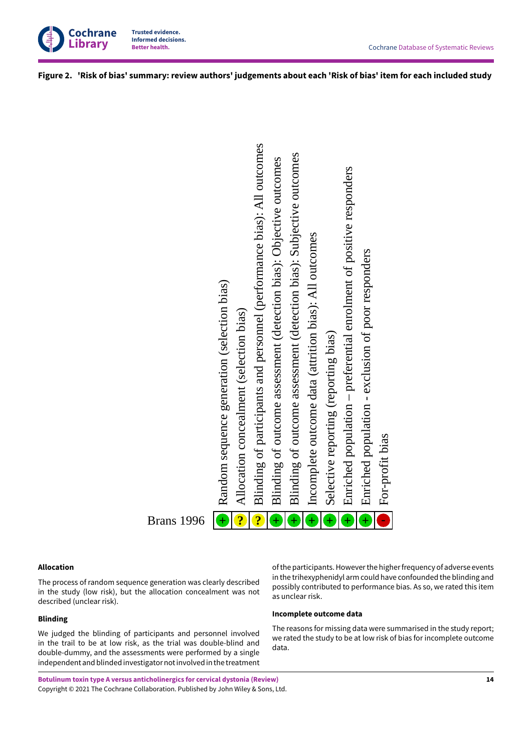**Figure 2. 'Risk of bias' summary: review authors' judgements about each 'Risk of bias' item for each included study**

| | Random sequence generation (selection bias) | Allocation concealment (selection bias) | Blinding of participants and personnel (performance bias): All outcomes | Blinding of outcome assessment (detection bias): Objective outcomes | Blinding of outcome assessment (detection bias): Subjective outcomes | Incomplete outcome data (attrition bias): All outcomes | Selective reporting (reporting bias) | Enriched population – preferential enrolment of positive responders | Enriched population - exclusion of poor responders | For-profit bias |
|---|---|---|---|---|---|---|---|---|---|---|
| Brans 1996 | + | ? | ? | + | + | + | + | + | + | - |

#### Allocation

The process of random sequence generation was clearly described in the study (low risk), but the allocation concealment was not described (unclear risk).

#### Blinding

We judged the blinding of participants and personnel involved in the trail to be at low risk, as the trial was double-blind and double-dummy, and the assessments were performed by a single independent and blinded investigator not involved in the treatment of the participants. However the higher frequency of adverse events in the trihexyphenidyl arm could have confounded the blinding and possibly contributed to performance bias. As so, we rated this item as unclear risk.

#### Incomplete outcome data

The reasons for missing data were summarised in the study report; we rated the study to be at low risk of bias for incomplete outcome data.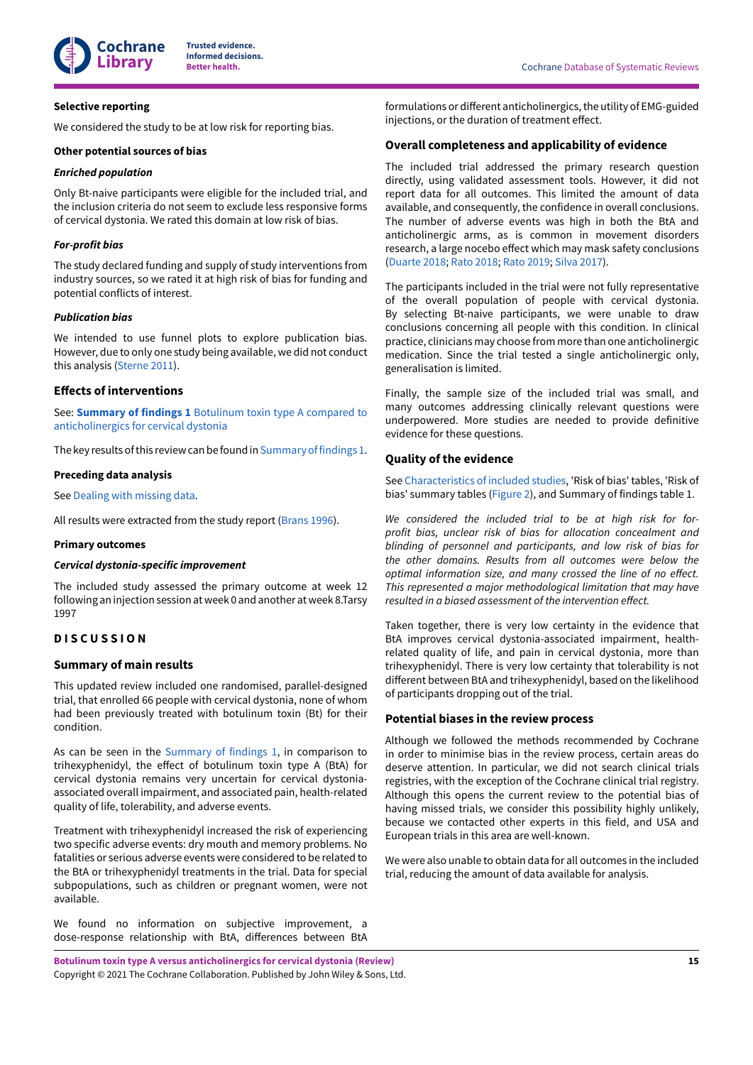#### Selective reporting

We considered the study to be at low risk for reporting bias.

#### Other potential sources of bias

##### *Enriched population*

Only Bt-naive participants were eligible for the included trial, and the inclusion criteria do not seem to exclude less responsive forms of cervical dystonia. We rated this domain at low risk of bias.

##### *For-profit bias*

The study declared funding and supply of study interventions from industry sources, so we rated it at high risk of bias for funding and potential conflicts of interest.

##### *Publication bias*

We intended to use funnel plots to explore publication bias. However, due to only one study being available, we did not conduct this analysis (Sterne 2011).

## Effects of interventions

See: **Summary of findings 1** Botulinum toxin type A compared to anticholinergics for cervical dystonia

The key results of this review can be found in Summary of findings 1.

#### Preceding data analysis

See Dealing with missing data.

All results were extracted from the study report (Brans 1996).

#### Primary outcomes

##### *Cervical dystonia-specific improvement*

The included study assessed the primary outcome at week 12 following an injection session at week 0 and another at week 8.Tarsy 1997

# DISCUSSION

## Summary of main results

This updated review included one randomised, parallel-designed trial, that enrolled 66 people with cervical dystonia, none of whom had been previously treated with botulinum toxin (Bt) for their condition.

As can be seen in the Summary of findings 1, in comparison to trihexyphenidyl, the effect of botulinum toxin type A (BtA) for cervical dystonia remains very uncertain for cervical dystonia-associated overall impairment, and associated pain, health-related quality of life, tolerability, and adverse events.

Treatment with trihexyphenidyl increased the risk of experiencing two specific adverse events: dry mouth and memory problems. No fatalities or serious adverse events were considered to be related to the BtA or trihexyphenidyl treatments in the trial. Data for special subpopulations, such as children or pregnant women, were not available.

We found no information on subjective improvement, a dose-response relationship with BtA, differences between BtA formulations or different anticholinergics, the utility of EMG-guided injections, or the duration of treatment effect.

## Overall completeness and applicability of evidence

The included trial addressed the primary research question directly, using validated assessment tools. However, it did not report data for all outcomes. This limited the amount of data available, and consequently, the confidence in overall conclusions. The number of adverse events was high in both the BtA and anticholinergic arms, as is common in movement disorders research, a large nocebo effect which may mask safety conclusions (Duarte 2018; Rato 2018; Rato 2019; Silva 2017).

The participants included in the trial were not fully representative of the overall population of people with cervical dystonia. By selecting Bt-naive participants, we were unable to draw conclusions concerning all people with this condition. In clinical practice, clinicians may choose from more than one anticholinergic medication. Since the trial tested a single anticholinergic only, generalisation is limited.

Finally, the sample size of the included trial was small, and many outcomes addressing clinically relevant questions were underpowered. More studies are needed to provide definitive evidence for these questions.

## Quality of the evidence

See Characteristics of included studies, 'Risk of bias' tables, 'Risk of bias' summary tables (Figure 2), and Summary of findings table 1.

*We considered the included trial to be at high risk for for-profit bias, unclear risk of bias for allocation concealment and blinding of personnel and participants, and low risk of bias for the other domains. Results from all outcomes were below the optimal information size, and many crossed the line of no effect. This represented a major methodological limitation that may have resulted in a biased assessment of the intervention effect.*

Taken together, there is very low certainty in the evidence that BtA improves cervical dystonia-associated impairment, health-related quality of life, and pain in cervical dystonia, more than trihexyphenidyl. There is very low certainty that tolerability is not different between BtA and trihexyphenidyl, based on the likelihood of participants dropping out of the trial.

## Potential biases in the review process

Although we followed the methods recommended by Cochrane in order to minimise bias in the review process, certain areas do deserve attention. In particular, we did not search clinical trials registries, with the exception of the Cochrane clinical trial registry. Although this opens the current review to the potential bias of having missed trials, we consider this possibility highly unlikely, because we contacted other experts in this field, and USA and European trials in this area are well-known.

We were also unable to obtain data for all outcomes in the included trial, reducing the amount of data available for analysis.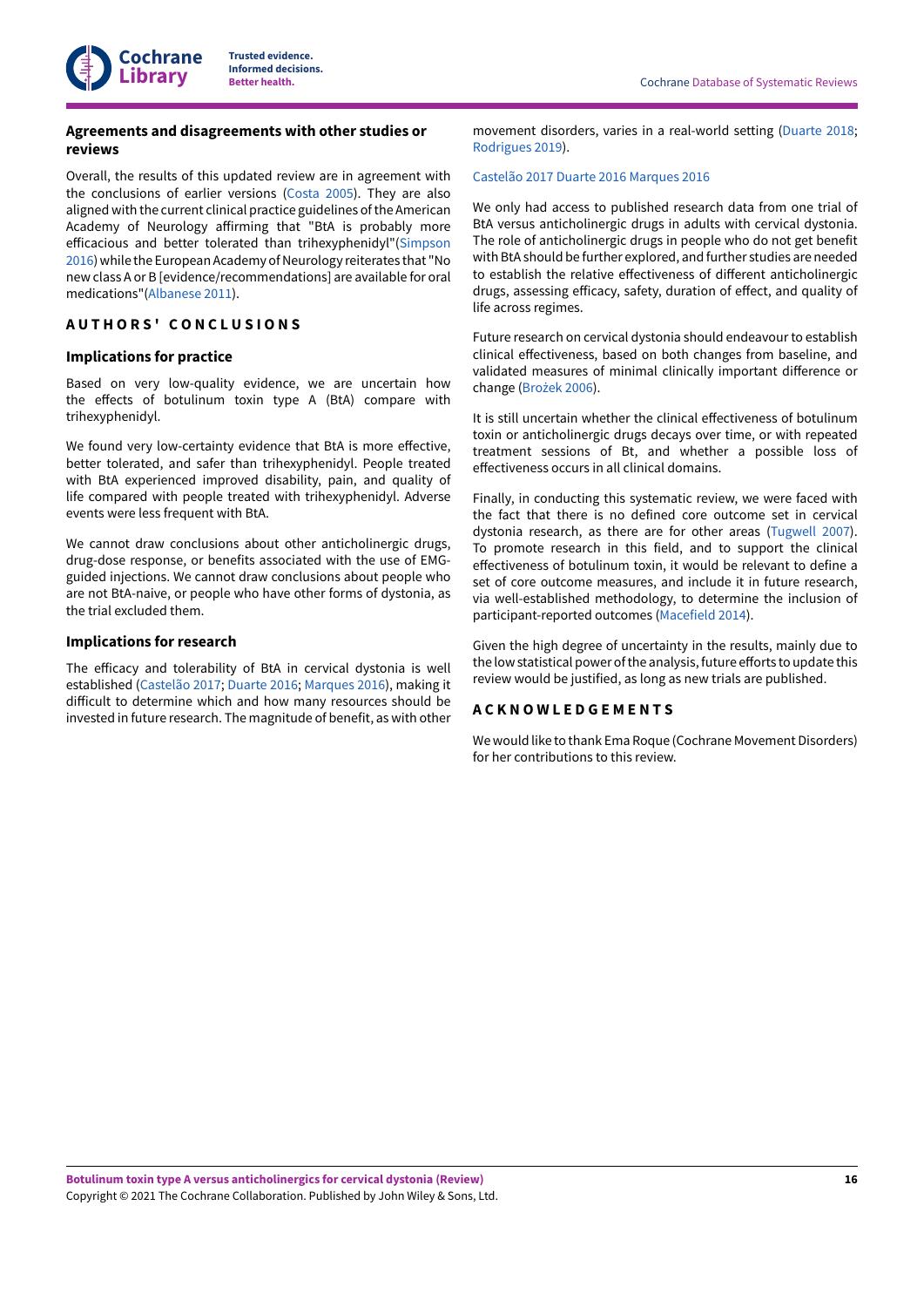## Agreements and disagreements with other studies or reviews

Overall, the results of this updated review are in agreement with the conclusions of earlier versions (Costa 2005). They are also aligned with the current clinical practice guidelines of the American Academy of Neurology affirming that "BtA is probably more efficacious and better tolerated than trihexyphenidyl"(Simpson 2016) while the European Academy of Neurology reiterates that "No new class A or B [evidence/recommendations] are available for oral medications"(Albanese 2011).

# AUTHORS' CONCLUSIONS

## Implications for practice

Based on very low-quality evidence, we are uncertain how the effects of botulinum toxin type A (BtA) compare with trihexyphenidyl.

We found very low-certainty evidence that BtA is more effective, better tolerated, and safer than trihexyphenidyl. People treated with BtA experienced improved disability, pain, and quality of life compared with people treated with trihexyphenidyl. Adverse events were less frequent with BtA.

We cannot draw conclusions about other anticholinergic drugs, drug-dose response, or benefits associated with the use of EMG-guided injections. We cannot draw conclusions about people who are not BtA-naive, or people who have other forms of dystonia, as the trial excluded them.

## Implications for research

The efficacy and tolerability of BtA in cervical dystonia is well established (Castelão 2017; Duarte 2016; Marques 2016), making it difficult to determine which and how many resources should be invested in future research. The magnitude of benefit, as with other movement disorders, varies in a real-world setting (Duarte 2018; Rodrigues 2019).

Castelão 2017 Duarte 2016 Marques 2016

We only had access to published research data from one trial of BtA versus anticholinergic drugs in adults with cervical dystonia. The role of anticholinergic drugs in people who do not get benefit with BtA should be further explored, and further studies are needed to establish the relative effectiveness of different anticholinergic drugs, assessing efficacy, safety, duration of effect, and quality of life across regimes.

Future research on cervical dystonia should endeavour to establish clinical effectiveness, based on both changes from baseline, and validated measures of minimal clinically important difference or change (Brożek 2006).

It is still uncertain whether the clinical effectiveness of botulinum toxin or anticholinergic drugs decays over time, or with repeated treatment sessions of Bt, and whether a possible loss of effectiveness occurs in all clinical domains.

Finally, in conducting this systematic review, we were faced with the fact that there is no defined core outcome set in cervical dystonia research, as there are for other areas (Tugwell 2007). To promote research in this field, and to support the clinical effectiveness of botulinum toxin, it would be relevant to define a set of core outcome measures, and include it in future research, via well-established methodology, to determine the inclusion of participant-reported outcomes (Macefield 2014).

Given the high degree of uncertainty in the results, mainly due to the low statistical power of the analysis, future efforts to update this review would be justified, as long as new trials are published.

# ACKNOWLEDGEMENTS

We would like to thank Ema Roque (Cochrane Movement Disorders) for her contributions to this review.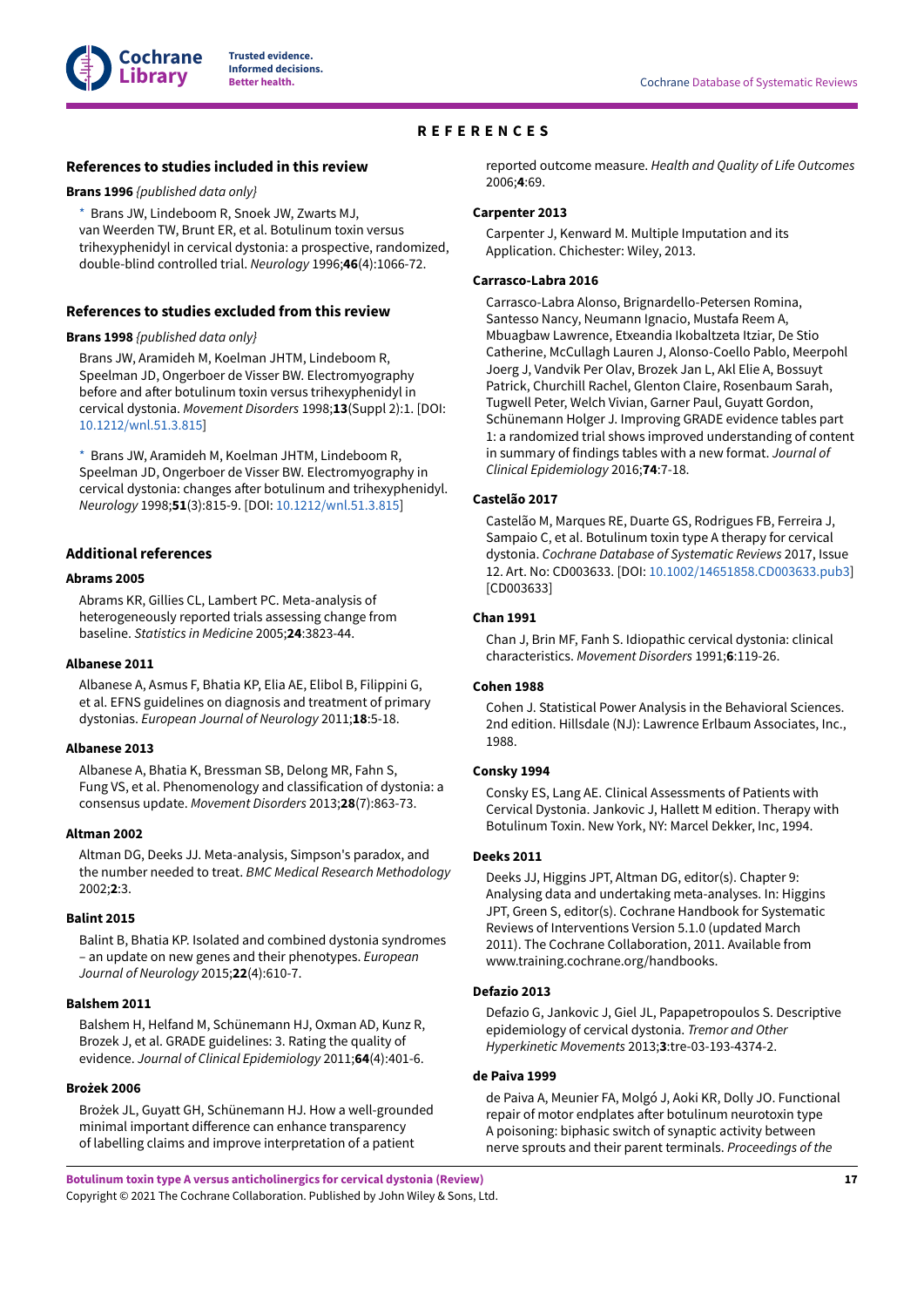# REFERENCES

## References to studies included in this review

**Brans 1996** *{published data only}*

* Brans JW, Lindeboom R, Snoek JW, Zwarts MJ, van Weerden TW, Brunt ER, et al. Botulinum toxin versus trihexyphenidyl in cervical dystonia: a prospective, randomized, double-blind controlled trial. *Neurology* 1996;**46**(4):1066-72.

## References to studies excluded from this review

**Brans 1998** *{published data only}*

Brans JW, Aramideh M, Koelman JHTM, Lindeboom R, Speelman JD, Ongerboer de Visser BW. Electromyography before and after botulinum toxin versus trihexyphenidyl in cervical dystonia. *Movement Disorders* 1998;**13**(Suppl 2):1. [DOI: 10.1212/wnl.51.3.815]

* Brans JW, Aramideh M, Koelman JHTM, Lindeboom R, Speelman JD, Ongerboer de Visser BW. Electromyography in cervical dystonia: changes after botulinum and trihexyphenidyl. *Neurology* 1998;**51**(3):815-9. [DOI: 10.1212/wnl.51.3.815]

## Additional references

**Abrams 2005**

Abrams KR, Gillies CL, Lambert PC. Meta-analysis of heterogeneously reported trials assessing change from baseline. *Statistics in Medicine* 2005;**24**:3823-44.

**Albanese 2011**

Albanese A, Asmus F, Bhatia KP, Elia AE, Elibol B, Filippini G, et al. EFNS guidelines on diagnosis and treatment of primary dystonias. *European Journal of Neurology* 2011;**18**:5-18.

**Albanese 2013**

Albanese A, Bhatia K, Bressman SB, Delong MR, Fahn S, Fung VS, et al. Phenomenology and classification of dystonia: a consensus update. *Movement Disorders* 2013;**28**(7):863-73.

**Altman 2002**

Altman DG, Deeks JJ. Meta-analysis, Simpson's paradox, and the number needed to treat. *BMC Medical Research Methodology* 2002;**2**:3.

**Balint 2015**

Balint B, Bhatia KP. Isolated and combined dystonia syndromes – an update on new genes and their phenotypes. *European Journal of Neurology* 2015;**22**(4):610-7.

**Balshem 2011**

Balshem H, Helfand M, Schünemann HJ, Oxman AD, Kunz R, Brozek J, et al. GRADE guidelines: 3. Rating the quality of evidence. *Journal of Clinical Epidemiology* 2011;**64**(4):401-6.

**Brożek 2006**

Brożek JL, Guyatt GH, Schünemann HJ. How a well-grounded minimal important difference can enhance transparency of labelling claims and improve interpretation of a patient reported outcome measure. *Health and Quality of Life Outcomes* 2006;**4**:69.

**Carpenter 2013**

Carpenter J, Kenward M. Multiple Imputation and its Application. Chichester: Wiley, 2013.

**Carrasco-Labra 2016**

Carrasco-Labra Alonso, Brignardello-Petersen Romina, Santesso Nancy, Neumann Ignacio, Mustafa Reem A, Mbuagbaw Lawrence, Etxeandia Ikobaltzeta Itziar, De Stio Catherine, McCullagh Lauren J, Alonso-Coello Pablo, Meerpohl Joerg J, Vandvik Per Olav, Brozek Jan L, Akl Elie A, Bossuyt Patrick, Churchill Rachel, Glenton Claire, Rosenbaum Sarah, Tugwell Peter, Welch Vivian, Garner Paul, Guyatt Gordon, Schünemann Holger J. Improving GRADE evidence tables part 1: a randomized trial shows improved understanding of content in summary of findings tables with a new format. *Journal of Clinical Epidemiology* 2016;**74**:7-18.

**Castelão 2017**

Castelão M, Marques RE, Duarte GS, Rodrigues FB, Ferreira J, Sampaio C, et al. Botulinum toxin type A therapy for cervical dystonia. *Cochrane Database of Systematic Reviews* 2017, Issue 12. Art. No: CD003633. [DOI: 10.1002/14651858.CD003633.pub3] [CD003633]

**Chan 1991**

Chan J, Brin MF, Fanh S. Idiopathic cervical dystonia: clinical characteristics. *Movement Disorders* 1991;**6**:119-26.

**Cohen 1988**

Cohen J. Statistical Power Analysis in the Behavioral Sciences. 2nd edition. Hillsdale (NJ): Lawrence Erlbaum Associates, Inc., 1988.

**Consky 1994**

Consky ES, Lang AE. Clinical Assessments of Patients with Cervical Dystonia. Jankovic J, Hallett M edition. Therapy with Botulinum Toxin. New York, NY: Marcel Dekker, Inc, 1994.

**Deeks 2011**

Deeks JJ, Higgins JPT, Altman DG, editor(s). Chapter 9: Analysing data and undertaking meta-analyses. In: Higgins JPT, Green S, editor(s). Cochrane Handbook for Systematic Reviews of Interventions Version 5.1.0 (updated March 2011). The Cochrane Collaboration, 2011. Available from www.training.cochrane.org/handbooks.

**Defazio 2013**

Defazio G, Jankovic J, Giel JL, Papapetropoulos S. Descriptive epidemiology of cervical dystonia. *Tremor and Other Hyperkinetic Movements* 2013;**3**:tre-03-193-4374-2.

**de Paiva 1999**

de Paiva A, Meunier FA, Molgó J, Aoki KR, Dolly JO. Functional repair of motor endplates after botulinum neurotoxin type A poisoning: biphasic switch of synaptic activity between nerve sprouts and their parent terminals. *Proceedings of the*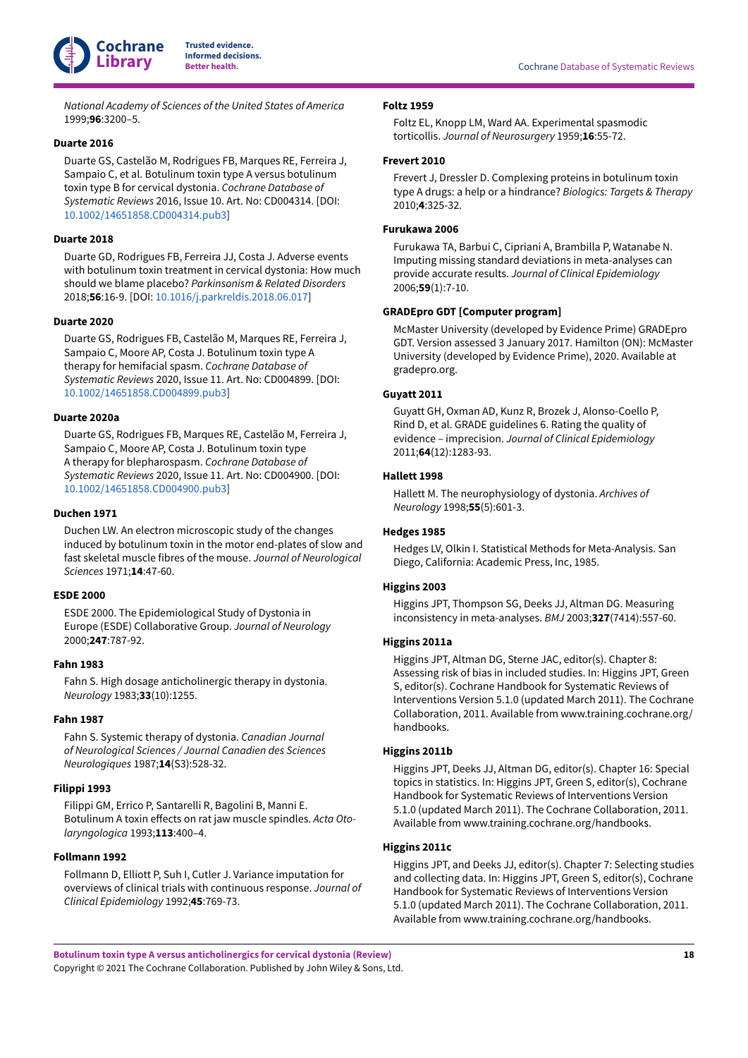*National Academy of Sciences of the United States of America* 1999;**96**:3200–5.

**Duarte 2016**

Duarte GS, Castelão M, Rodrigues FB, Marques RE, Ferreira J, Sampaio C, et al. Botulinum toxin type A versus botulinum toxin type B for cervical dystonia. *Cochrane Database of Systematic Reviews* 2016, Issue 10. Art. No: CD004314. [DOI: 10.1002/14651858.CD004314.pub3]

**Duarte 2018**

Duarte GD, Rodrigues FB, Ferreira JJ, Costa J. Adverse events with botulinum toxin treatment in cervical dystonia: How much should we blame placebo? *Parkinsonism & Related Disorders* 2018;**56**:16-9. [DOI: 10.1016/j.parkreldis.2018.06.017]

**Duarte 2020**

Duarte GS, Rodrigues FB, Castelão M, Marques RE, Ferreira J, Sampaio C, Moore AP, Costa J. Botulinum toxin type A therapy for hemifacial spasm. *Cochrane Database of Systematic Reviews* 2020, Issue 11. Art. No: CD004899. [DOI: 10.1002/14651858.CD004899.pub3]

**Duarte 2020a**

Duarte GS, Rodrigues FB, Marques RE, Castelão M, Ferreira J, Sampaio C, Moore AP, Costa J. Botulinum toxin type A therapy for blepharospasm. *Cochrane Database of Systematic Reviews* 2020, Issue 11. Art. No: CD004900. [DOI: 10.1002/14651858.CD004900.pub3]

**Duchen 1971**

Duchen LW. An electron microscopic study of the changes induced by botulinum toxin in the motor end-plates of slow and fast skeletal muscle fibres of the mouse. *Journal of Neurological Sciences* 1971;**14**:47-60.

**ESDE 2000**

ESDE 2000. The Epidemiological Study of Dystonia in Europe (ESDE) Collaborative Group. *Journal of Neurology* 2000;**247**:787-92.

**Fahn 1983**

Fahn S. High dosage anticholinergic therapy in dystonia. *Neurology* 1983;**33**(10):1255.

**Fahn 1987**

Fahn S. Systemic therapy of dystonia. *Canadian Journal of Neurological Sciences / Journal Canadien des Sciences Neurologiques* 1987;**14**(S3):528-32.

**Filippi 1993**

Filippi GM, Errico P, Santarelli R, Bagolini B, Manni E. Botulinum A toxin effects on rat jaw muscle spindles. *Acta Oto-laryngologica* 1993;**113**:400–4.

**Follmann 1992**

Follmann D, Elliott P, Suh I, Cutler J. Variance imputation for overviews of clinical trials with continuous response. *Journal of Clinical Epidemiology* 1992;**45**:769-73.

**Foltz 1959**

Foltz EL, Knopp LM, Ward AA. Experimental spasmodic torticollis. *Journal of Neurosurgery* 1959;**16**:55-72.

**Frevert 2010**

Frevert J, Dressler D. Complexing proteins in botulinum toxin type A drugs: a help or a hindrance? *Biologics: Targets & Therapy* 2010;**4**:325-32.

**Furukawa 2006**

Furukawa TA, Barbui C, Cipriani A, Brambilla P, Watanabe N. Imputing missing standard deviations in meta-analyses can provide accurate results. *Journal of Clinical Epidemiology* 2006;**59**(1):7-10.

**GRADEpro GDT [Computer program]**

McMaster University (developed by Evidence Prime) GRADEpro GDT. Version assessed 3 January 2017. Hamilton (ON): McMaster University (developed by Evidence Prime), 2020. Available at gradepro.org.

**Guyatt 2011**

Guyatt GH, Oxman AD, Kunz R, Brozek J, Alonso-Coello P, Rind D, et al. GRADE guidelines 6. Rating the quality of evidence – imprecision. *Journal of Clinical Epidemiology* 2011;**64**(12):1283-93.

**Hallett 1998**

Hallett M. The neurophysiology of dystonia. *Archives of Neurology* 1998;**55**(5):601-3.

**Hedges 1985**

Hedges LV, Olkin I. Statistical Methods for Meta-Analysis. San Diego, California: Academic Press, Inc, 1985.

**Higgins 2003**

Higgins JPT, Thompson SG, Deeks JJ, Altman DG. Measuring inconsistency in meta-analyses. *BMJ* 2003;**327**(7414):557-60.

**Higgins 2011a**

Higgins JPT, Altman DG, Sterne JAC, editor(s). Chapter 8: Assessing risk of bias in included studies. In: Higgins JPT, Green S, editor(s). Cochrane Handbook for Systematic Reviews of Interventions Version 5.1.0 (updated March 2011). The Cochrane Collaboration, 2011. Available from www.training.cochrane.org/handbooks.

**Higgins 2011b**

Higgins JPT, Deeks JJ, Altman DG, editor(s). Chapter 16: Special topics in statistics. In: Higgins JPT, Green S, editor(s), Cochrane Handbook for Systematic Reviews of Interventions Version 5.1.0 (updated March 2011). The Cochrane Collaboration, 2011. Available from www.training.cochrane.org/handbooks.

**Higgins 2011c**

Higgins JPT, and Deeks JJ, editor(s). Chapter 7: Selecting studies and collecting data. In: Higgins JPT, Green S, editor(s), Cochrane Handbook for Systematic Reviews of Interventions Version 5.1.0 (updated March 2011). The Cochrane Collaboration, 2011. Available from www.training.cochrane.org/handbooks.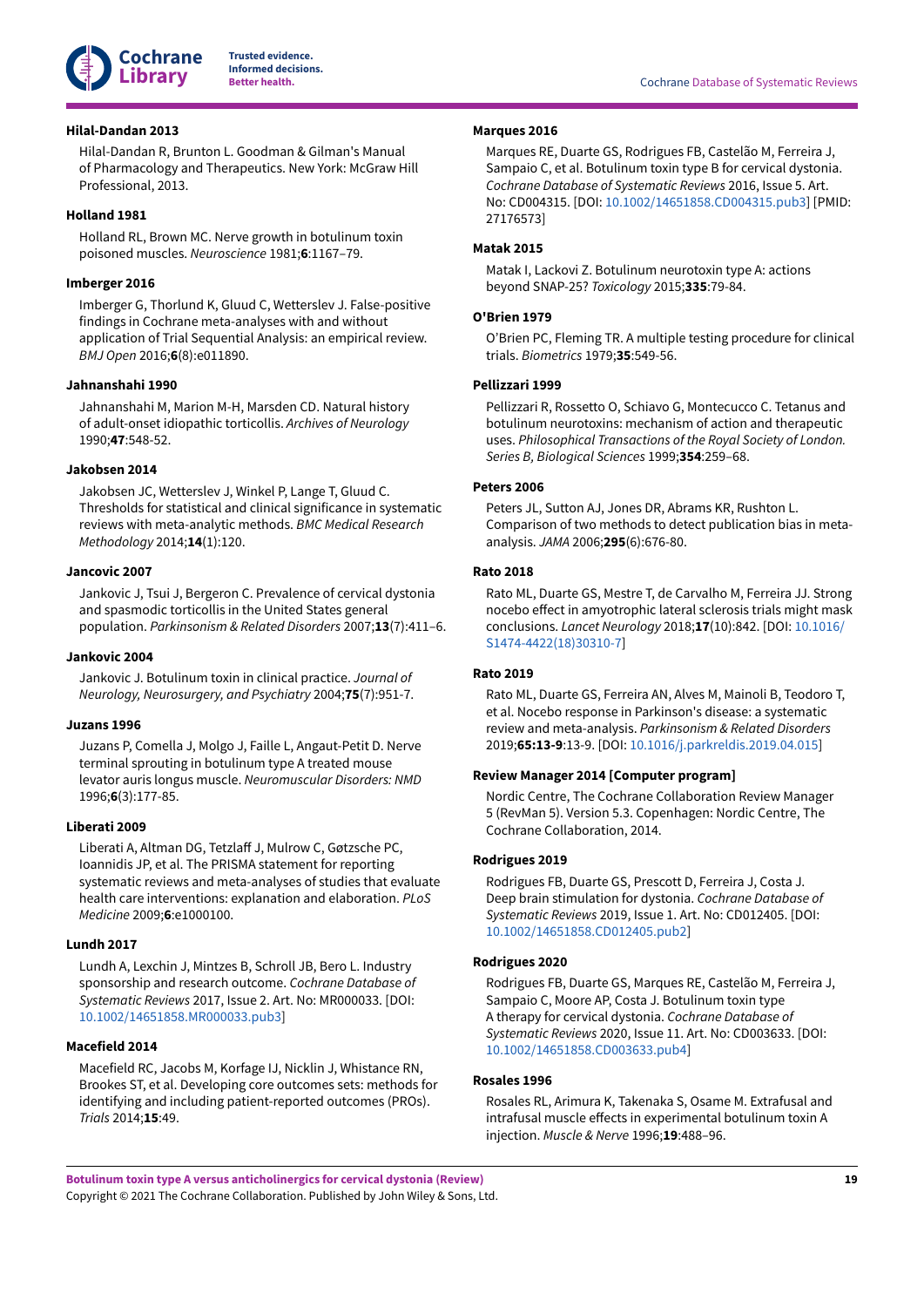**Hilal-Dandan 2013**

Hilal-Dandan R, Brunton L. Goodman & Gilman's Manual of Pharmacology and Therapeutics. New York: McGraw Hill Professional, 2013.

**Holland 1981**

Holland RL, Brown MC. Nerve growth in botulinum toxin poisoned muscles. *Neuroscience* 1981;**6**:1167–79.

**Imberger 2016**

Imberger G, Thorlund K, Gluud C, Wetterslev J. False-positive findings in Cochrane meta-analyses with and without application of Trial Sequential Analysis: an empirical review. *BMJ Open* 2016;**6**(8):e011890.

**Jahnanshahi 1990**

Jahnanshahi M, Marion M-H, Marsden CD. Natural history of adult-onset idiopathic torticollis. *Archives of Neurology* 1990;**47**:548-52.

**Jakobsen 2014**

Jakobsen JC, Wetterslev J, Winkel P, Lange T, Gluud C. Thresholds for statistical and clinical significance in systematic reviews with meta-analytic methods. *BMC Medical Research Methodology* 2014;**14**(1):120.

**Jancovic 2007**

Jankovic J, Tsui J, Bergeron C. Prevalence of cervical dystonia and spasmodic torticollis in the United States general population. *Parkinsonism & Related Disorders* 2007;**13**(7):411–6.

**Jankovic 2004**

Jankovic J. Botulinum toxin in clinical practice. *Journal of Neurology, Neurosurgery, and Psychiatry* 2004;**75**(7):951-7.

**Juzans 1996**

Juzans P, Comella J, Molgo J, Faille L, Angaut-Petit D. Nerve terminal sprouting in botulinum type A treated mouse levator auris longus muscle. *Neuromuscular Disorders: NMD* 1996;**6**(3):177-85.

**Liberati 2009**

Liberati A, Altman DG, Tetzlaff J, Mulrow C, Gøtzsche PC, Ioannidis JP, et al. The PRISMA statement for reporting systematic reviews and meta-analyses of studies that evaluate health care interventions: explanation and elaboration. *PLoS Medicine* 2009;**6**:e1000100.

**Lundh 2017**

Lundh A, Lexchin J, Mintzes B, Schroll JB, Bero L. Industry sponsorship and research outcome. *Cochrane Database of Systematic Reviews* 2017, Issue 2. Art. No: MR000033. [DOI: 10.1002/14651858.MR000033.pub3]

**Macefield 2014**

Macefield RC, Jacobs M, Korfage IJ, Nicklin J, Whistance RN, Brookes ST, et al. Developing core outcomes sets: methods for identifying and including patient-reported outcomes (PROs). *Trials* 2014;**15**:49.

**Marques 2016**

Marques RE, Duarte GS, Rodrigues FB, Castelão M, Ferreira J, Sampaio C, et al. Botulinum toxin type B for cervical dystonia. *Cochrane Database of Systematic Reviews* 2016, Issue 5. Art. No: CD004315. [DOI: 10.1002/14651858.CD004315.pub3] [PMID: 27176573]

**Matak 2015**

Matak I, Lackovi Z. Botulinum neurotoxin type A: actions beyond SNAP-25? *Toxicology* 2015;**335**:79-84.

**O'Brien 1979**

O'Brien PC, Fleming TR. A multiple testing procedure for clinical trials. *Biometrics* 1979;**35**:549-56.

**Pellizzari 1999**

Pellizzari R, Rossetto O, Schiavo G, Montecucco C. Tetanus and botulinum neurotoxins: mechanism of action and therapeutic uses. *Philosophical Transactions of the Royal Society of London. Series B, Biological Sciences* 1999;**354**:259–68.

**Peters 2006**

Peters JL, Sutton AJ, Jones DR, Abrams KR, Rushton L. Comparison of two methods to detect publication bias in meta-analysis. *JAMA* 2006;**295**(6):676-80.

**Rato 2018**

Rato ML, Duarte GS, Mestre T, de Carvalho M, Ferreira JJ. Strong nocebo effect in amyotrophic lateral sclerosis trials might mask conclusions. *Lancet Neurology* 2018;**17**(10):842. [DOI: 10.1016/S1474-4422(18)30310-7]

**Rato 2019**

Rato ML, Duarte GS, Ferreira AN, Alves M, Mainoli B, Teodoro T, et al. Nocebo response in Parkinson's disease: a systematic review and meta-analysis. *Parkinsonism & Related Disorders* 2019;**65:13-9**:13-9. [DOI: 10.1016/j.parkreldis.2019.04.015]

**Review Manager 2014 [Computer program]**

Nordic Centre, The Cochrane Collaboration Review Manager 5 (RevMan 5). Version 5.3. Copenhagen: Nordic Centre, The Cochrane Collaboration, 2014.

**Rodrigues 2019**

Rodrigues FB, Duarte GS, Prescott D, Ferreira J, Costa J. Deep brain stimulation for dystonia. *Cochrane Database of Systematic Reviews* 2019, Issue 1. Art. No: CD012405. [DOI: 10.1002/14651858.CD012405.pub2]

**Rodrigues 2020**

Rodrigues FB, Duarte GS, Marques RE, Castelão M, Ferreira J, Sampaio C, Moore AP, Costa J. Botulinum toxin type A therapy for cervical dystonia. *Cochrane Database of Systematic Reviews* 2020, Issue 11. Art. No: CD003633. [DOI: 10.1002/14651858.CD003633.pub4]

**Rosales 1996**

Rosales RL, Arimura K, Takenaka S, Osame M. Extrafusal and intrafusal muscle effects in experimental botulinum toxin A injection. *Muscle & Nerve* 1996;**19**:488–96.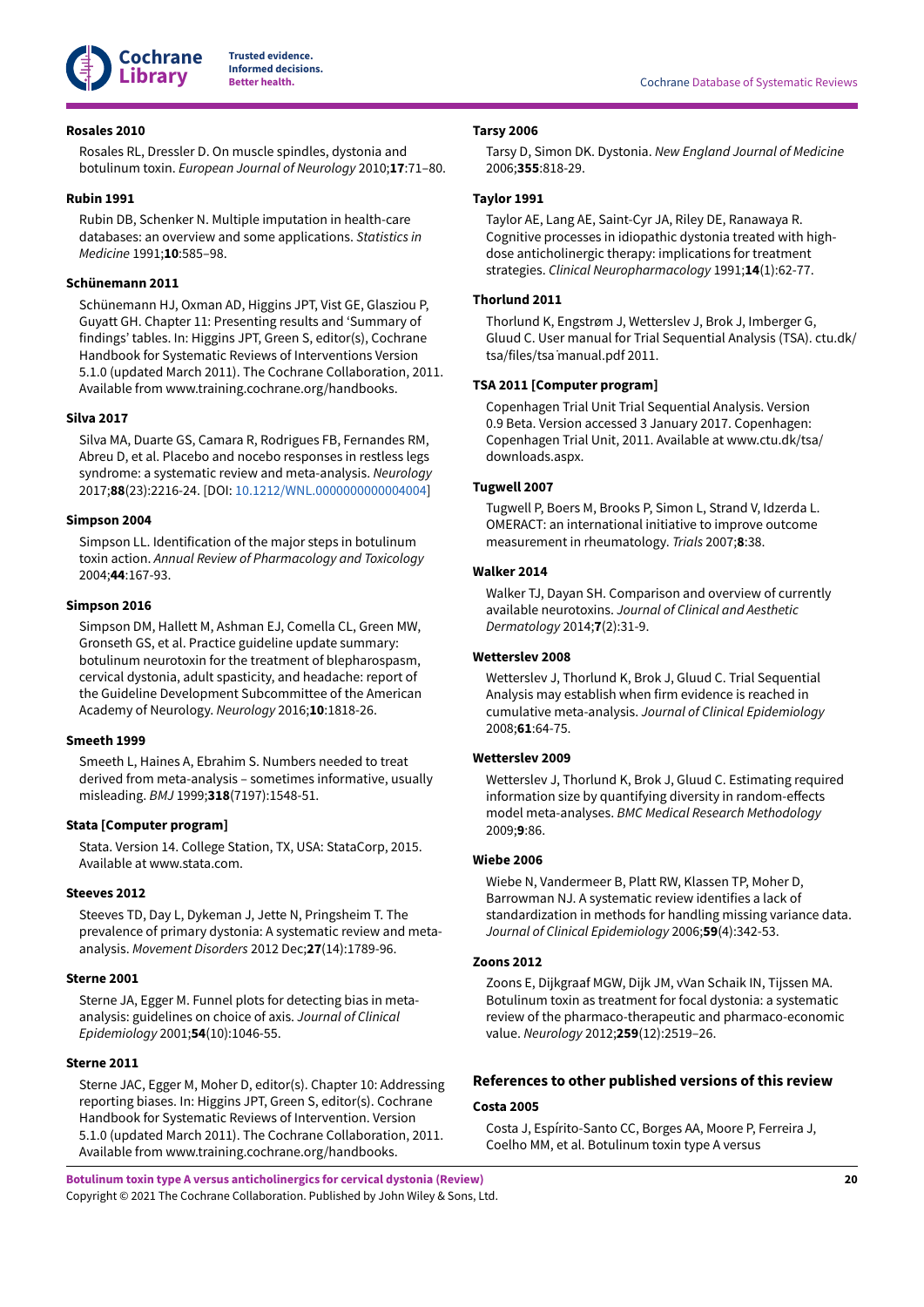**Rosales 2010**

Rosales RL, Dressler D. On muscle spindles, dystonia and botulinum toxin. *European Journal of Neurology* 2010;**17**:71–80.

**Rubin 1991**

Rubin DB, Schenker N. Multiple imputation in health-care databases: an overview and some applications. *Statistics in Medicine* 1991;**10**:585–98.

**Schünemann 2011**

Schünemann HJ, Oxman AD, Higgins JPT, Vist GE, Glasziou P, Guyatt GH. Chapter 11: Presenting results and 'Summary of findings' tables. In: Higgins JPT, Green S, editor(s), Cochrane Handbook for Systematic Reviews of Interventions Version 5.1.0 (updated March 2011). The Cochrane Collaboration, 2011. Available from www.training.cochrane.org/handbooks.

**Silva 2017**

Silva MA, Duarte GS, Camara R, Rodrigues FB, Fernandes RM, Abreu D, et al. Placebo and nocebo responses in restless legs syndrome: a systematic review and meta-analysis. *Neurology* 2017;**88**(23):2216-24. [DOI: 10.1212/WNL.0000000000004004]

**Simpson 2004**

Simpson LL. Identification of the major steps in botulinum toxin action. *Annual Review of Pharmacology and Toxicology* 2004;**44**:167-93.

**Simpson 2016**

Simpson DM, Hallett M, Ashman EJ, Comella CL, Green MW, Gronseth GS, et al. Practice guideline update summary: botulinum neurotoxin for the treatment of blepharospasm, cervical dystonia, adult spasticity, and headache: report of the Guideline Development Subcommittee of the American Academy of Neurology. *Neurology* 2016;**10**:1818-26.

**Smeeth 1999**

Smeeth L, Haines A, Ebrahim S. Numbers needed to treat derived from meta-analysis – sometimes informative, usually misleading. *BMJ* 1999;**318**(7197):1548-51.

**Stata [Computer program]**

Stata. Version 14. College Station, TX, USA: StataCorp, 2015. Available at www.stata.com.

**Steeves 2012**

Steeves TD, Day L, Dykeman J, Jette N, Pringsheim T. The prevalence of primary dystonia: A systematic review and meta-analysis. *Movement Disorders* 2012 Dec;**27**(14):1789-96.

**Sterne 2001**

Sterne JA, Egger M. Funnel plots for detecting bias in meta-analysis: guidelines on choice of axis. *Journal of Clinical Epidemiology* 2001;**54**(10):1046-55.

**Sterne 2011**

Sterne JAC, Egger M, Moher D, editor(s). Chapter 10: Addressing reporting biases. In: Higgins JPT, Green S, editor(s). Cochrane Handbook for Systematic Reviews of Intervention. Version 5.1.0 (updated March 2011). The Cochrane Collaboration, 2011. Available from www.training.cochrane.org/handbooks.

**Tarsy 2006**

Tarsy D, Simon DK. Dystonia. *New England Journal of Medicine* 2006;**355**:818-29.

**Taylor 1991**

Taylor AE, Lang AE, Saint-Cyr JA, Riley DE, Ranawaya R. Cognitive processes in idiopathic dystonia treated with high-dose anticholinergic therapy: implications for treatment strategies. *Clinical Neuropharmacology* 1991;**14**(1):62-77.

**Thorlund 2011**

Thorlund K, Engstrøm J, Wetterslev J, Brok J, Imberger G, Gluud C. User manual for Trial Sequential Analysis (TSA). ctu.dk/tsa/files/tsa_manual.pdf 2011.

**TSA 2011 [Computer program]**

Copenhagen Trial Unit Trial Sequential Analysis. Version 0.9 Beta. Version accessed 3 January 2017. Copenhagen: Copenhagen Trial Unit, 2011. Available at www.ctu.dk/tsa/downloads.aspx.

**Tugwell 2007**

Tugwell P, Boers M, Brooks P, Simon L, Strand V, Idzerda L. OMERACT: an international initiative to improve outcome measurement in rheumatology. *Trials* 2007;**8**:38.

**Walker 2014**

Walker TJ, Dayan SH. Comparison and overview of currently available neurotoxins. *Journal of Clinical and Aesthetic Dermatology* 2014;**7**(2):31-9.

**Wetterslev 2008**

Wetterslev J, Thorlund K, Brok J, Gluud C. Trial Sequential Analysis may establish when firm evidence is reached in cumulative meta-analysis. *Journal of Clinical Epidemiology* 2008;**61**:64-75.

**Wetterslev 2009**

Wetterslev J, Thorlund K, Brok J, Gluud C. Estimating required information size by quantifying diversity in random-effects model meta-analyses. *BMC Medical Research Methodology* 2009;**9**:86.

**Wiebe 2006**

Wiebe N, Vandermeer B, Platt RW, Klassen TP, Moher D, Barrowman NJ. A systematic review identifies a lack of standardization in methods for handling missing variance data. *Journal of Clinical Epidemiology* 2006;**59**(4):342-53.

**Zoons 2012**

Zoons E, Dijkgraaf MGW, Dijk JM, vVan Schaik IN, Tijssen MA. Botulinum toxin as treatment for focal dystonia: a systematic review of the pharmaco-therapeutic and pharmaco-economic value. *Neurology* 2012;**259**(12):2519–26.

### References to other published versions of this review

**Costa 2005**

Costa J, Espírito-Santo CC, Borges AA, Moore P, Ferreira J, Coelho MM, et al. Botulinum toxin type A versus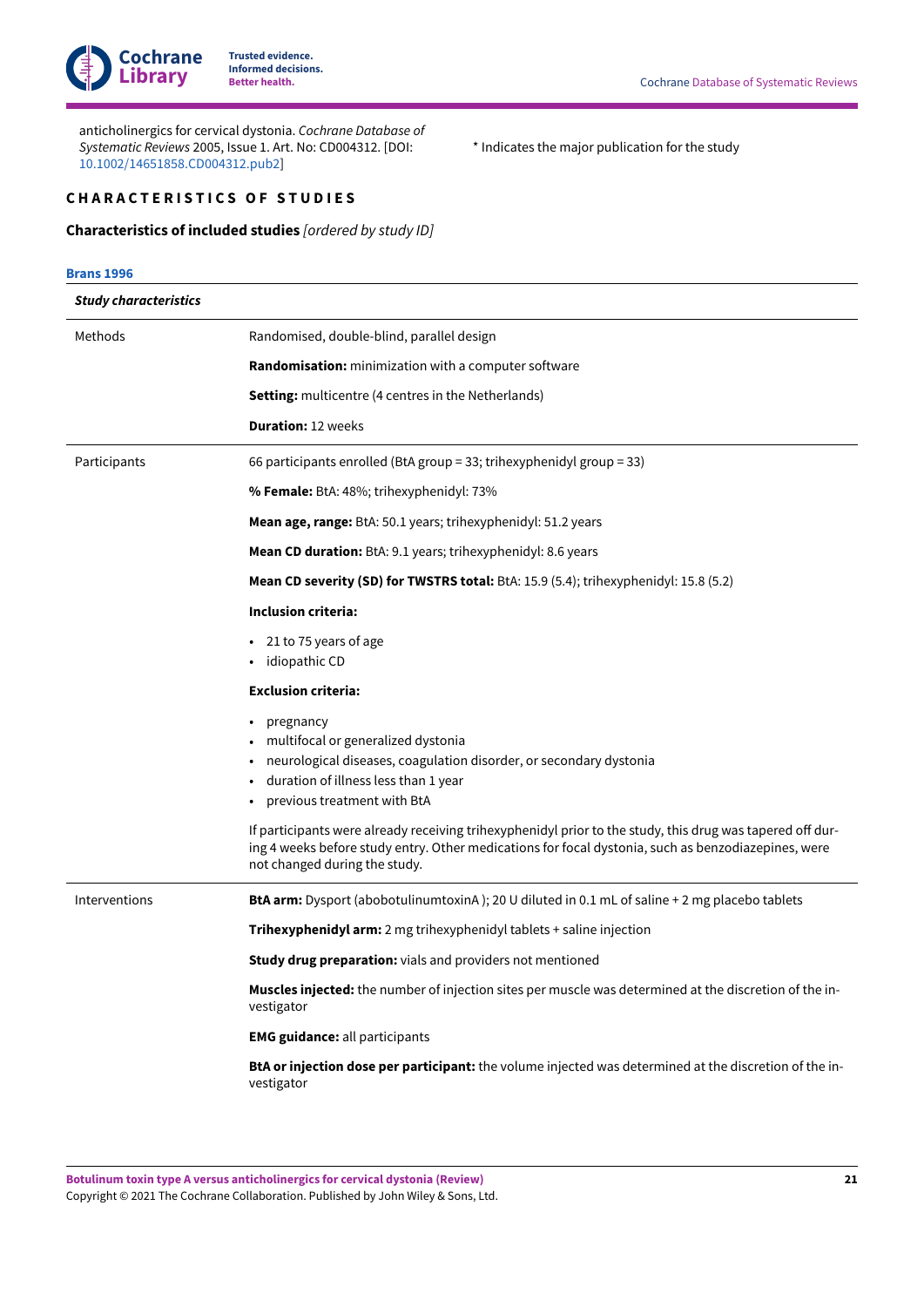anticholinergics for cervical dystonia. *Cochrane Database of Systematic Reviews* 2005, Issue 1. Art. No: CD004312. [DOI: 10.1002/14651858.CD004312.pub2]

* Indicates the major publication for the study

# CHARACTERISTICS OF STUDIES

## Characteristics of included studies *[ordered by study ID]*

### Brans 1996

| *Study characteristics* | |
|---|---|
| Methods | Randomised, double-blind, parallel design<br><br>**Randomisation:** minimization with a computer software<br><br>**Setting:** multicentre (4 centres in the Netherlands)<br><br>**Duration:** 12 weeks |
| Participants | 66 participants enrolled (BtA group = 33; trihexyphenidyl group = 33)<br><br>**% Female:** BtA: 48%; trihexyphenidyl: 73%<br><br>**Mean age, range:** BtA: 50.1 years; trihexyphenidyl: 51.2 years<br><br>**Mean CD duration:** BtA: 9.1 years; trihexyphenidyl: 8.6 years<br><br>**Mean CD severity (SD) for TWSTRS total:** BtA: 15.9 (5.4); trihexyphenidyl: 15.8 (5.2)<br><br>**Inclusion criteria:**<br><br>• 21 to 75 years of age<br>• idiopathic CD<br><br>**Exclusion criteria:**<br><br>• pregnancy<br>• multifocal or generalized dystonia<br>• neurological diseases, coagulation disorder, or secondary dystonia<br>• duration of illness less than 1 year<br>• previous treatment with BtA<br><br>If participants were already receiving trihexyphenidyl prior to the study, this drug was tapered off during 4 weeks before study entry. Other medications for focal dystonia, such as benzodiazepines, were not changed during the study. |
| Interventions | **BtA arm:** Dysport (abobotulinumtoxinA ); 20 U diluted in 0.1 mL of saline + 2 mg placebo tablets<br><br>**Trihexyphenidyl arm:** 2 mg trihexyphenidyl tablets + saline injection<br><br>**Study drug preparation:** vials and providers not mentioned<br><br>**Muscles injected:** the number of injection sites per muscle was determined at the discretion of the investigator<br><br>**EMG guidance:** all participants<br><br>**BtA or injection dose per participant:** the volume injected was determined at the discretion of the investigator |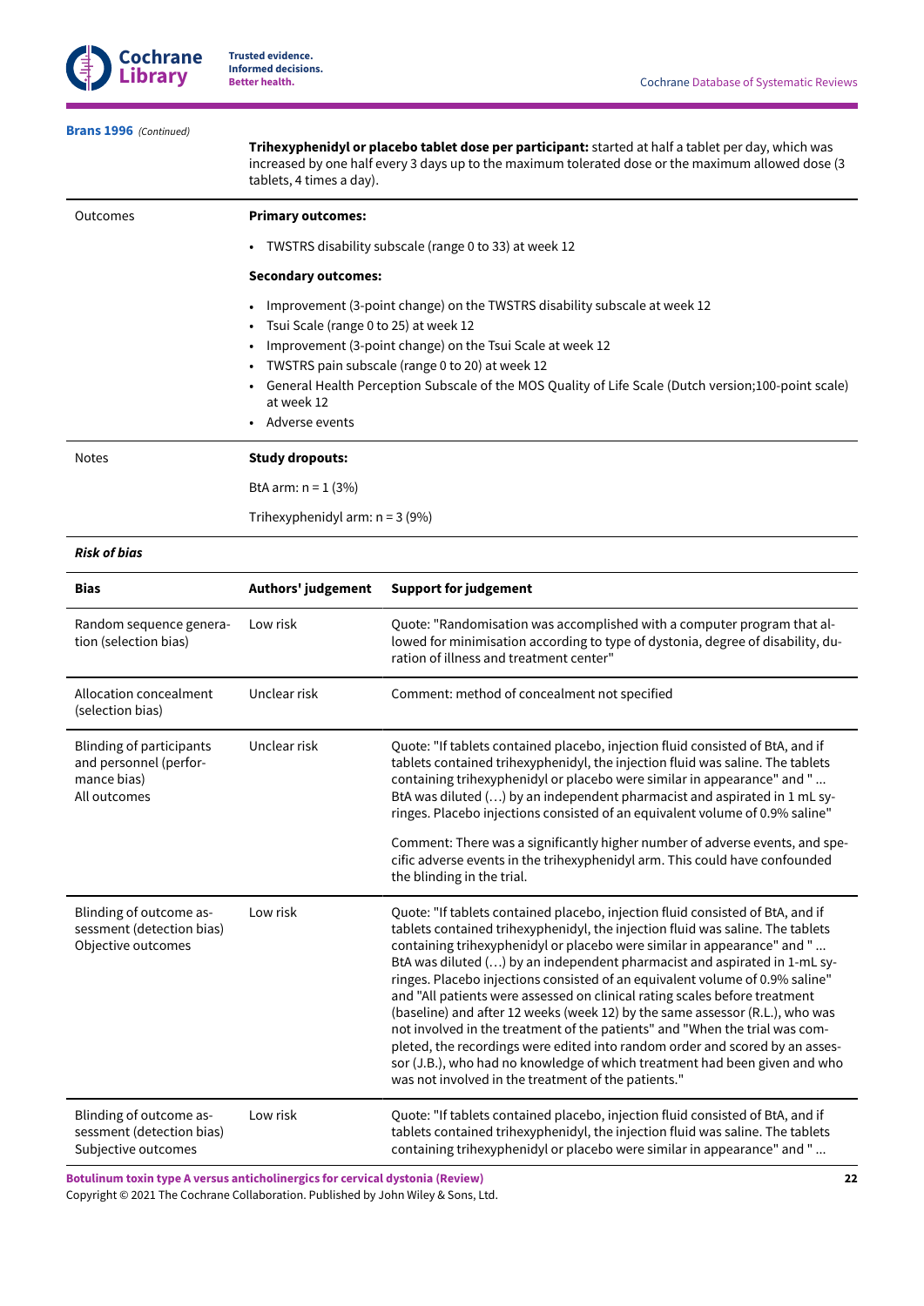**Brans 1996** *(Continued)*

| | |
|---|---|
| | **Trihexyphenidyl or placebo tablet dose per participant:** started at half a tablet per day, which was increased by one half every 3 days up to the maximum tolerated dose or the maximum allowed dose (3 tablets, 4 times a day). |
| Outcomes | **Primary outcomes:**<br><br>• TWSTRS disability subscale (range 0 to 33) at week 12<br><br>**Secondary outcomes:**<br><br>• Improvement (3-point change) on the TWSTRS disability subscale at week 12<br>• Tsui Scale (range 0 to 25) at week 12<br>• Improvement (3-point change) on the Tsui Scale at week 12<br>• TWSTRS pain subscale (range 0 to 20) at week 12<br>• General Health Perception Subscale of the MOS Quality of Life Scale (Dutch version;100-point scale) at week 12<br>• Adverse events |
| Notes | **Study dropouts:**<br><br>BtA arm: n = 1 (3%)<br><br>Trihexyphenidyl arm: n = 3 (9%) |

***Risk of bias***

| Bias | Authors' judgement | Support for judgement |
|---|---|---|
| Random sequence generation (selection bias) | Low risk | Quote: "Randomisation was accomplished with a computer program that allowed for minimisation according to type of dystonia, degree of disability, duration of illness and treatment center" |
| Allocation concealment (selection bias) | Unclear risk | Comment: method of concealment not specified |
| Blinding of participants and personnel (performance bias)<br>All outcomes | Unclear risk | Quote: "If tablets contained placebo, injection fluid consisted of BtA, and if tablets contained trihexyphenidyl, the injection fluid was saline. The tablets containing trihexyphenidyl or placebo were similar in appearance" and " ... BtA was diluted (…) by an independent pharmacist and aspirated in 1 mL syringes. Placebo injections consisted of an equivalent volume of 0.9% saline"<br><br>Comment: There was a significantly higher number of adverse events, and specific adverse events in the trihexyphenidyl arm. This could have confounded the blinding in the trial. |
| Blinding of outcome assessment (detection bias)<br>Objective outcomes | Low risk | Quote: "If tablets contained placebo, injection fluid consisted of BtA, and if tablets contained trihexyphenidyl, the injection fluid was saline. The tablets containing trihexyphenidyl or placebo were similar in appearance" and " ... BtA was diluted (…) by an independent pharmacist and aspirated in 1-mL syringes. Placebo injections consisted of an equivalent volume of 0.9% saline" and "All patients were assessed on clinical rating scales before treatment (baseline) and after 12 weeks (week 12) by the same assessor (R.L.), who was not involved in the treatment of the patients" and "When the trial was completed, the recordings were edited into random order and scored by an assessor (J.B.), who had no knowledge of which treatment had been given and who was not involved in the treatment of the patients." |
| Blinding of outcome assessment (detection bias)<br>Subjective outcomes | Low risk | Quote: "If tablets contained placebo, injection fluid consisted of BtA, and if tablets contained trihexyphenidyl, the injection fluid was saline. The tablets containing trihexyphenidyl or placebo were similar in appearance" and " ... |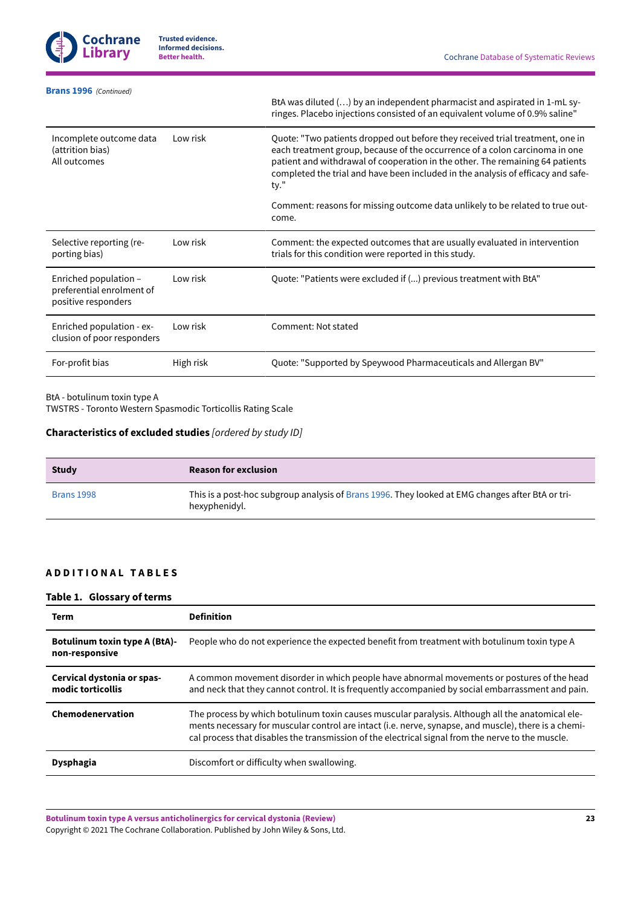**Brans 1996** *(Continued)*

| | | |
|---|---|---|
| | | BtA was diluted (…) by an independent pharmacist and aspirated in 1-mL syringes. Placebo injections consisted of an equivalent volume of 0.9% saline" |
| Incomplete outcome data (attrition bias)<br>All outcomes | Low risk | Quote: "Two patients dropped out before they received trial treatment, one in each treatment group, because of the occurrence of a colon carcinoma in one patient and withdrawal of cooperation in the other. The remaining 64 patients completed the trial and have been included in the analysis of efficacy and safety."<br><br>Comment: reasons for missing outcome data unlikely to be related to true outcome. |
| Selective reporting (reporting bias) | Low risk | Comment: the expected outcomes that are usually evaluated in intervention trials for this condition were reported in this study. |
| Enriched population – preferential enrolment of positive responders | Low risk | Quote: "Patients were excluded if (...) previous treatment with BtA" |
| Enriched population - exclusion of poor responders | Low risk | Comment: Not stated |
| For-profit bias | High risk | Quote: "Supported by Speywood Pharmaceuticals and Allergan BV" |

BtA - botulinum toxin type A
TWSTRS - Toronto Western Spasmodic Torticollis Rating Scale

### Characteristics of excluded studies *[ordered by study ID]*

| Study | Reason for exclusion |
|---|---|
| Brans 1998 | This is a post-hoc subgroup analysis of Brans 1996. They looked at EMG changes after BtA or trihexyphenidyl. |

## ADDITIONAL TABLES

### Table 1. Glossary of terms

| Term | Definition |
|---|---|
| **Botulinum toxin type A (BtA)-non-responsive** | People who do not experience the expected benefit from treatment with botulinum toxin type A |
| **Cervical dystonia or spasmodic torticollis** | A common movement disorder in which people have abnormal movements or postures of the head and neck that they cannot control. It is frequently accompanied by social embarrassment and pain. |
| **Chemodenervation** | The process by which botulinum toxin causes muscular paralysis. Although all the anatomical elements necessary for muscular control are intact (i.e. nerve, synapse, and muscle), there is a chemical process that disables the transmission of the electrical signal from the nerve to the muscle. |
| **Dysphagia** | Discomfort or difficulty when swallowing. |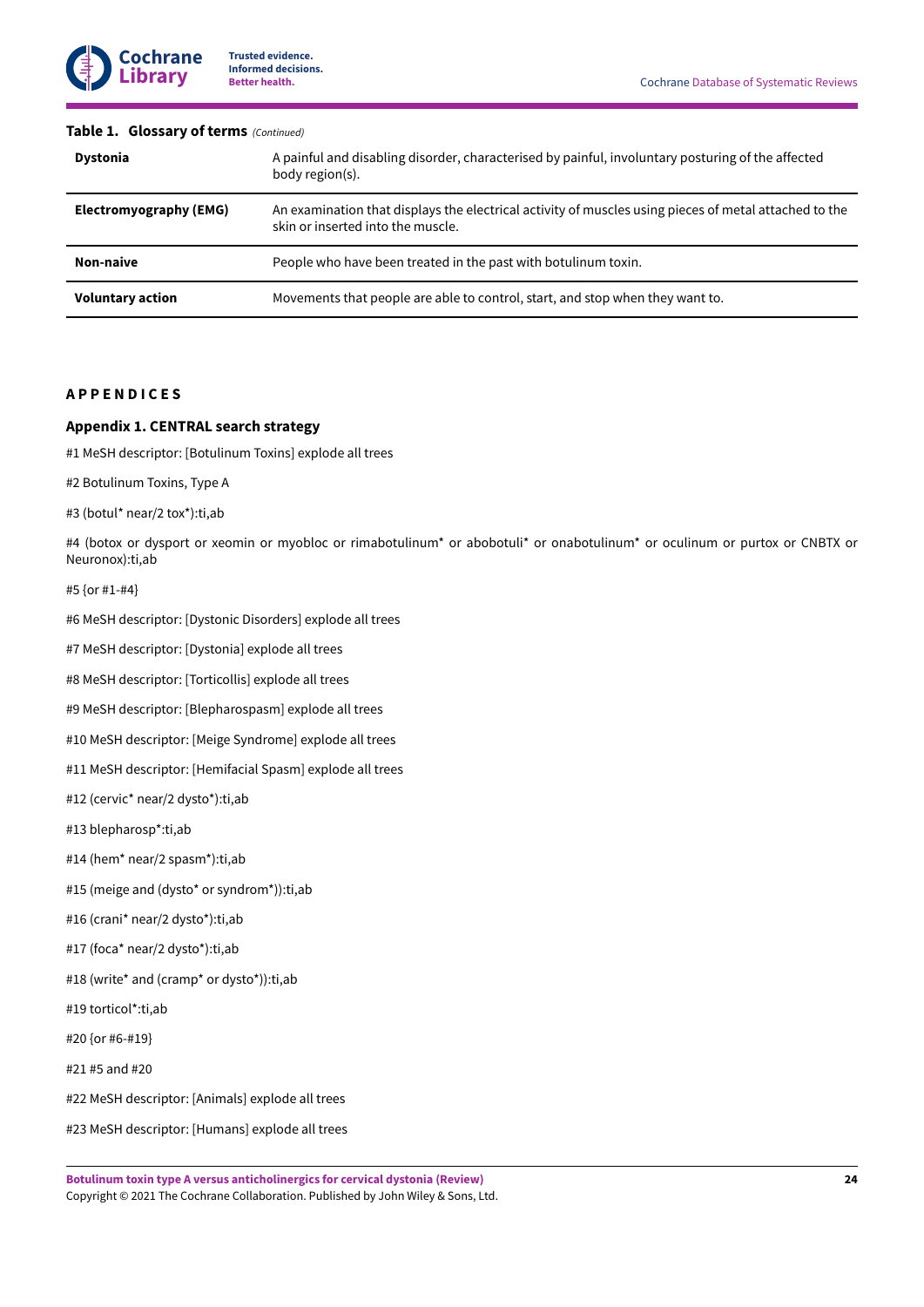**Table 1. Glossary of terms** *(Continued)*

| | |
|---|---|
| **Dystonia** | A painful and disabling disorder, characterised by painful, involuntary posturing of the affected body region(s). |
| **Electromyography (EMG)** | An examination that displays the electrical activity of muscles using pieces of metal attached to the skin or inserted into the muscle. |
| **Non-naive** | People who have been treated in the past with botulinum toxin. |
| **Voluntary action** | Movements that people are able to control, start, and stop when they want to. |

## APPENDICES

### Appendix 1. CENTRAL search strategy

#1 MeSH descriptor: [Botulinum Toxins] explode all trees

#2 Botulinum Toxins, Type A

#3 (botul* near/2 tox*):ti,ab

#4 (botox or dysport or xeomin or myobloc or rimabotulinum* or abobotuli* or onabotulinum* or oculinum or purtox or CNBTX or Neuronox):ti,ab

#5 {or #1-#4}

#6 MeSH descriptor: [Dystonic Disorders] explode all trees

#7 MeSH descriptor: [Dystonia] explode all trees

#8 MeSH descriptor: [Torticollis] explode all trees

#9 MeSH descriptor: [Blepharospasm] explode all trees

#10 MeSH descriptor: [Meige Syndrome] explode all trees

#11 MeSH descriptor: [Hemifacial Spasm] explode all trees

#12 (cervic* near/2 dysto*):ti,ab

#13 blepharosp*:ti,ab

#14 (hem* near/2 spasm*):ti,ab

#15 (meige and (dysto* or syndrom*)):ti,ab

#16 (crani* near/2 dysto*):ti,ab

#17 (foca* near/2 dysto*):ti,ab

#18 (write* and (cramp* or dysto*)):ti,ab

#19 torticol*:ti,ab

#20 {or #6-#19}

#21 #5 and #20

#22 MeSH descriptor: [Animals] explode all trees

#23 MeSH descriptor: [Humans] explode all trees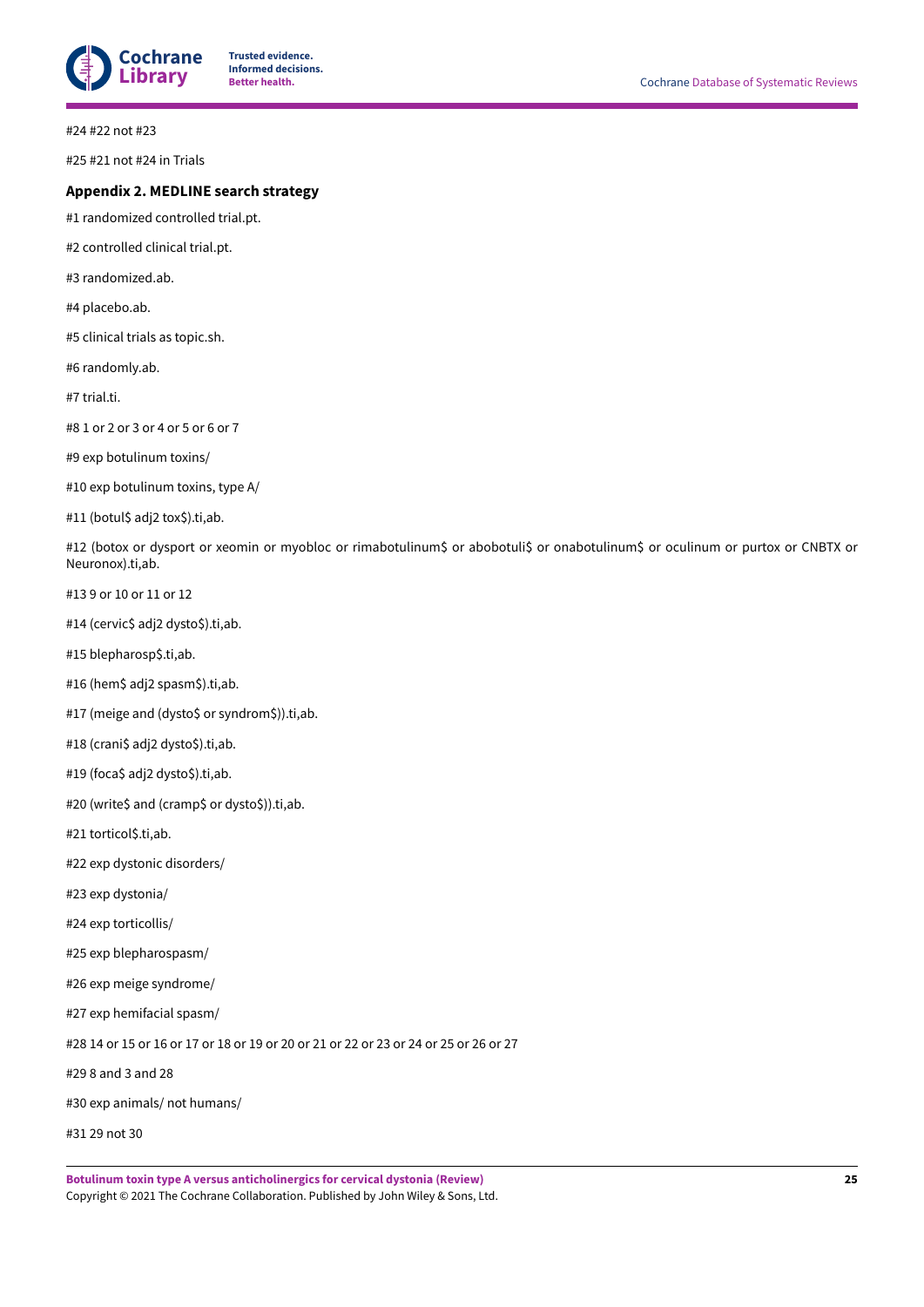#24 #22 not #23

#25 #21 not #24 in Trials

### Appendix 2. MEDLINE search strategy

#1 randomized controlled trial.pt.

#2 controlled clinical trial.pt.

#3 randomized.ab.

#4 placebo.ab.

#5 clinical trials as topic.sh.

#6 randomly.ab.

#7 trial.ti.

#8 1 or 2 or 3 or 4 or 5 or 6 or 7

#9 exp botulinum toxins/

#10 exp botulinum toxins, type A/

#11 (botul$ adj2 tox$).ti,ab.

#12 (botox or dysport or xeomin or myobloc or rimabotulinum$ or abobotuli$ or onabotulinum$ or oculinum or purtox or CNBTX or Neuronox).ti,ab.

#13 9 or 10 or 11 or 12

#14 (cervic$ adj2 dysto$).ti,ab.

#15 blepharosp$.ti,ab.

#16 (hem$ adj2 spasm$).ti,ab.

#17 (meige and (dysto$ or syndrom$)).ti,ab.

#18 (crani$ adj2 dysto$).ti,ab.

#19 (foca$ adj2 dysto$).ti,ab.

#20 (write$ and (cramp$ or dysto$)).ti,ab.

#21 torticol$.ti,ab.

#22 exp dystonic disorders/

#23 exp dystonia/

#24 exp torticollis/

#25 exp blepharospasm/

#26 exp meige syndrome/

#27 exp hemifacial spasm/

#28 14 or 15 or 16 or 17 or 18 or 19 or 20 or 21 or 22 or 23 or 24 or 25 or 26 or 27

#29 8 and 3 and 28

#30 exp animals/ not humans/

#31 29 not 30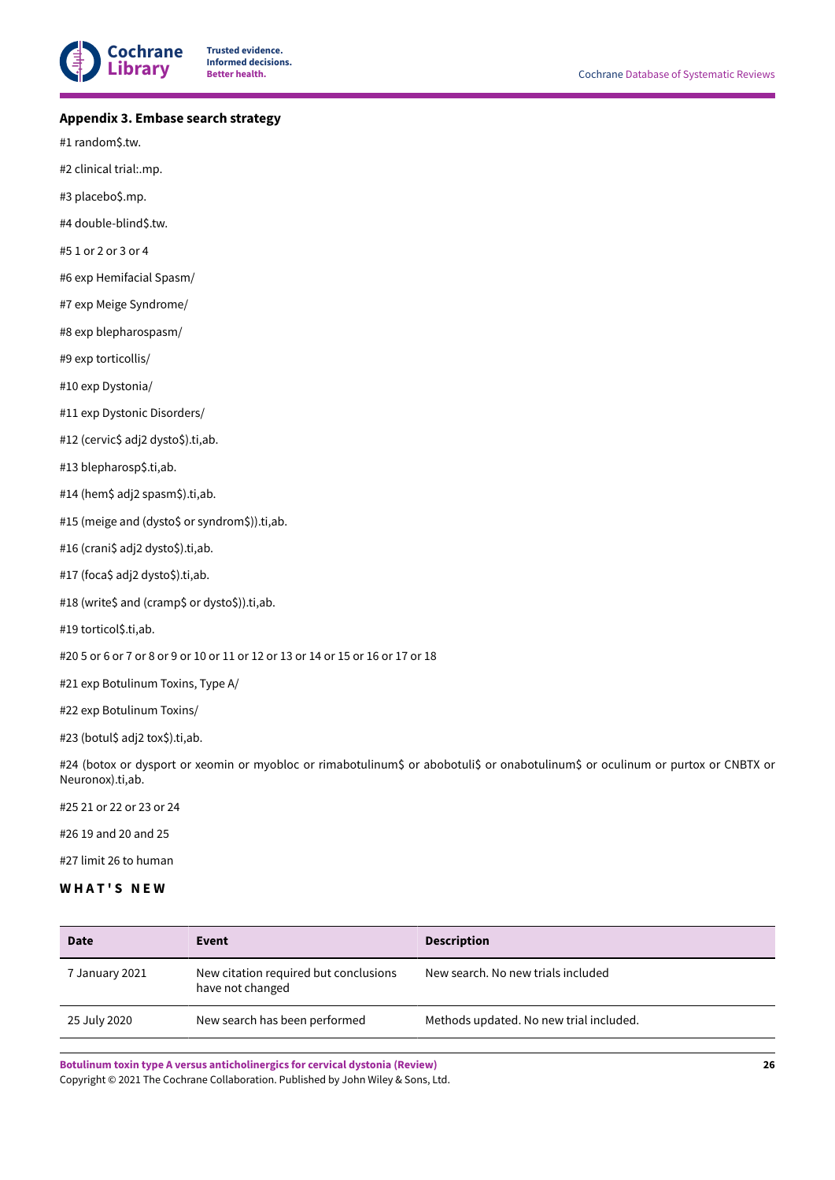### Appendix 3. Embase search strategy

#1 random$.tw.

#2 clinical trial:.mp.

#3 placebo$.mp.

#4 double-blind$.tw.

#5 1 or 2 or 3 or 4

#6 exp Hemifacial Spasm/

#7 exp Meige Syndrome/

#8 exp blepharospasm/

#9 exp torticollis/

#10 exp Dystonia/

#11 exp Dystonic Disorders/

#12 (cervic$ adj2 dysto$).ti,ab.

#13 blepharosp$.ti,ab.

#14 (hem$ adj2 spasm$).ti,ab.

#15 (meige and (dysto$ or syndrom$)).ti,ab.

#16 (crani$ adj2 dysto$).ti,ab.

#17 (foca$ adj2 dysto$).ti,ab.

#18 (write$ and (cramp$ or dysto$)).ti,ab.

#19 torticol$.ti,ab.

#20 5 or 6 or 7 or 8 or 9 or 10 or 11 or 12 or 13 or 14 or 15 or 16 or 17 or 18

#21 exp Botulinum Toxins, Type A/

#22 exp Botulinum Toxins/

#23 (botul$ adj2 tox$).ti,ab.

#24 (botox or dysport or xeomin or myobloc or rimabotulinum$ or abobotuli$ or onabotulinum$ or oculinum or purtox or CNBTX or Neuronox).ti,ab.

#25 21 or 22 or 23 or 24

#26 19 and 20 and 25

#27 limit 26 to human

## WHAT'S NEW

| Date | Event | Description |
|---|---|---|
| 7 January 2021 | New citation required but conclusions have not changed | New search. No new trials included |
| 25 July 2020 | New search has been performed | Methods updated. No new trial included. |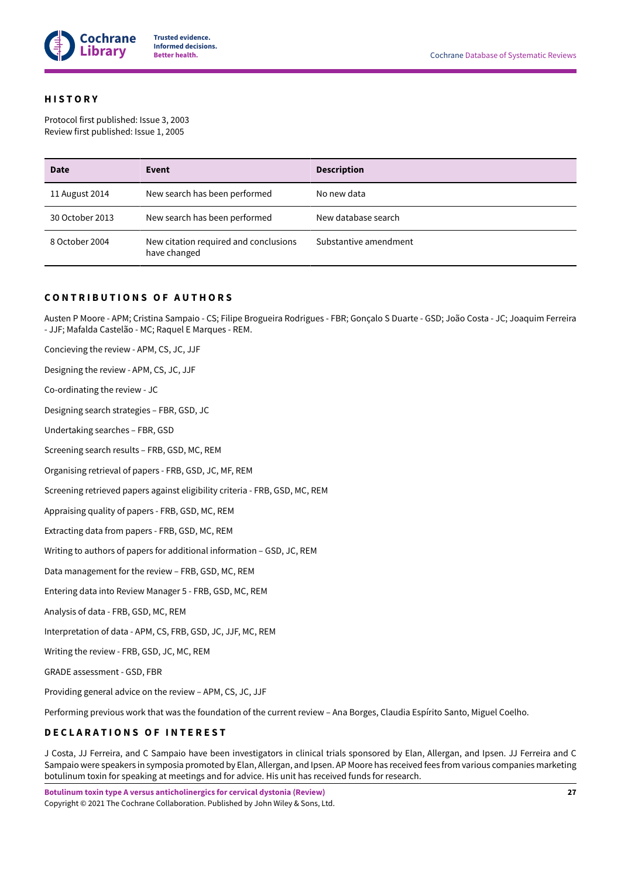## HISTORY

Protocol first published: Issue 3, 2003
Review first published: Issue 1, 2005

| Date | Event | Description |
| --- | --- | --- |
| 11 August 2014 | New search has been performed | No new data |
| 30 October 2013 | New search has been performed | New database search |
| 8 October 2004 | New citation required and conclusions have changed | Substantive amendment |

## CONTRIBUTIONS OF AUTHORS

Austen P Moore - APM; Cristina Sampaio - CS; Filipe Brogueira Rodrigues - FBR; Gonçalo S Duarte - GSD; João Costa - JC; Joaquim Ferreira - JJF; Mafalda Castelão - MC; Raquel E Marques - REM.

Concieving the review - APM, CS, JC, JJF

Designing the review - APM, CS, JC, JJF

Co-ordinating the review - JC

Designing search strategies – FBR, GSD, JC

Undertaking searches – FBR, GSD

Screening search results – FRB, GSD, MC, REM

Organising retrieval of papers - FRB, GSD, JC, MF, REM

Screening retrieved papers against eligibility criteria - FRB, GSD, MC, REM

Appraising quality of papers - FRB, GSD, MC, REM

Extracting data from papers - FRB, GSD, MC, REM

Writing to authors of papers for additional information – GSD, JC, REM

Data management for the review – FRB, GSD, MC, REM

Entering data into Review Manager 5 - FRB, GSD, MC, REM

Analysis of data - FRB, GSD, MC, REM

Interpretation of data - APM, CS, FRB, GSD, JC, JJF, MC, REM

Writing the review - FRB, GSD, JC, MC, REM

GRADE assessment - GSD, FBR

Providing general advice on the review – APM, CS, JC, JJF

Performing previous work that was the foundation of the current review – Ana Borges, Claudia Espírito Santo, Miguel Coelho.

## DECLARATIONS OF INTEREST

J Costa, JJ Ferreira, and C Sampaio have been investigators in clinical trials sponsored by Elan, Allergan, and Ipsen. JJ Ferreira and C Sampaio were speakers in symposia promoted by Elan, Allergan, and Ipsen. AP Moore has received fees from various companies marketing botulinum toxin for speaking at meetings and for advice. His unit has received funds for research.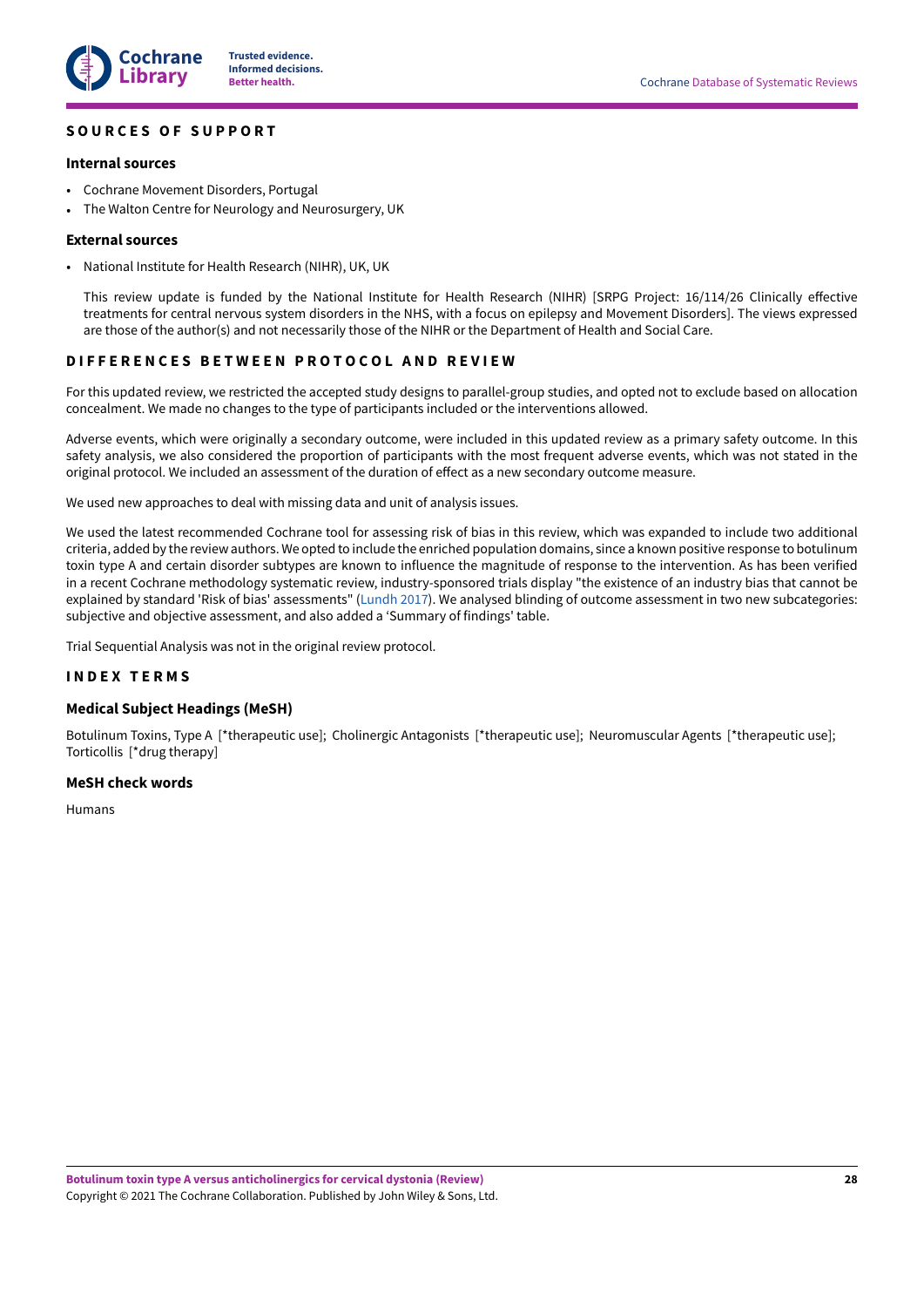## SOURCES OF SUPPORT

### Internal sources

- Cochrane Movement Disorders, Portugal
- The Walton Centre for Neurology and Neurosurgery, UK

### External sources

- National Institute for Health Research (NIHR), UK, UK

  This review update is funded by the National Institute for Health Research (NIHR) [SRPG Project: 16/114/26 Clinically effective treatments for central nervous system disorders in the NHS, with a focus on epilepsy and Movement Disorders]. The views expressed are those of the author(s) and not necessarily those of the NIHR or the Department of Health and Social Care.

## DIFFERENCES BETWEEN PROTOCOL AND REVIEW

For this updated review, we restricted the accepted study designs to parallel-group studies, and opted not to exclude based on allocation concealment. We made no changes to the type of participants included or the interventions allowed.

Adverse events, which were originally a secondary outcome, were included in this updated review as a primary safety outcome. In this safety analysis, we also considered the proportion of participants with the most frequent adverse events, which was not stated in the original protocol. We included an assessment of the duration of effect as a new secondary outcome measure.

We used new approaches to deal with missing data and unit of analysis issues.

We used the latest recommended Cochrane tool for assessing risk of bias in this review, which was expanded to include two additional criteria, added by the review authors. We opted to include the enriched population domains, since a known positive response to botulinum toxin type A and certain disorder subtypes are known to influence the magnitude of response to the intervention. As has been verified in a recent Cochrane methodology systematic review, industry-sponsored trials display "the existence of an industry bias that cannot be explained by standard 'Risk of bias' assessments" (Lundh 2017). We analysed blinding of outcome assessment in two new subcategories: subjective and objective assessment, and also added a 'Summary of findings' table.

Trial Sequential Analysis was not in the original review protocol.

## INDEX TERMS

### Medical Subject Headings (MeSH)

Botulinum Toxins, Type A [*therapeutic use]; Cholinergic Antagonists [*therapeutic use]; Neuromuscular Agents [*therapeutic use]; Torticollis [*drug therapy]

### MeSH check words

Humans